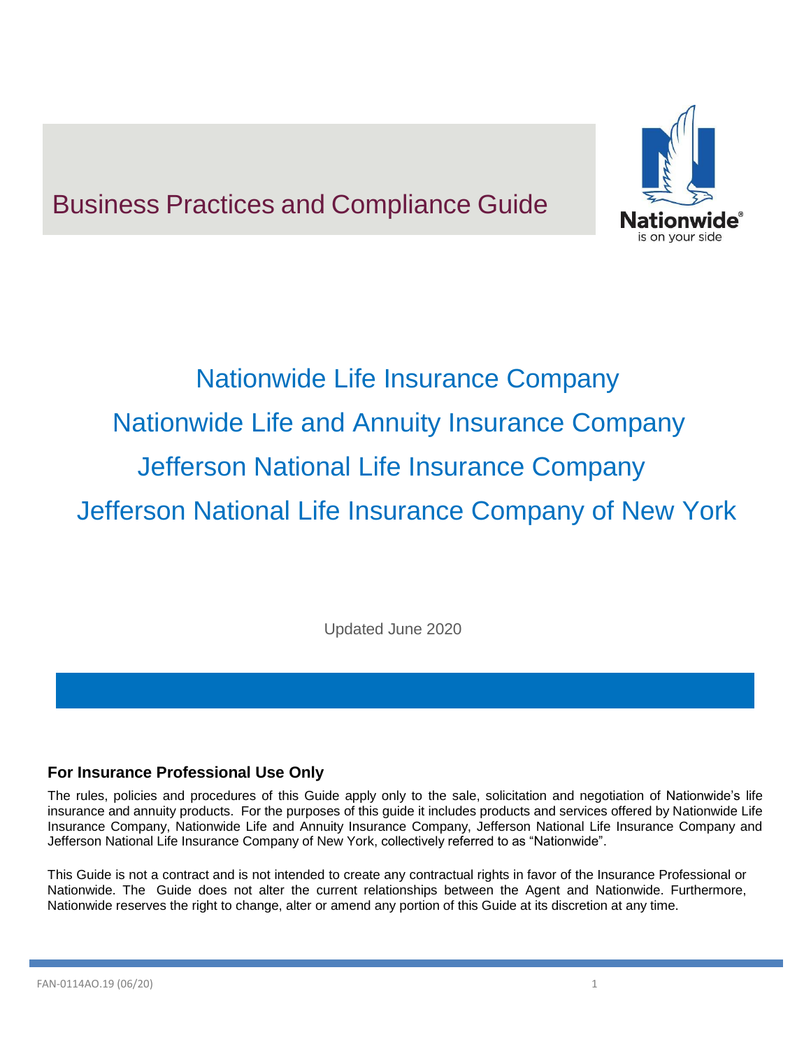# Business Practices and Compliance Guide

Nationwide®
is on your side

## Nationwide Life Insurance Company

## Nationwide Life and Annuity Insurance Company

## Jefferson National Life Insurance Company

## Jefferson National Life Insurance Company of New York

Updated June 2020

**For Insurance Professional Use Only**

The rules, policies and procedures of this Guide apply only to the sale, solicitation and negotiation of Nationwide's life insurance and annuity products. For the purposes of this guide it includes products and services offered by Nationwide Life Insurance Company, Nationwide Life and Annuity Insurance Company, Jefferson National Life Insurance Company and Jefferson National Life Insurance Company of New York, collectively referred to as "Nationwide".

This Guide is not a contract and is not intended to create any contractual rights in favor of the Insurance Professional or Nationwide. The Guide does not alter the current relationships between the Agent and Nationwide. Furthermore, Nationwide reserves the right to change, alter or amend any portion of this Guide at its discretion at any time.

FAN-0114AO.19 (06/20)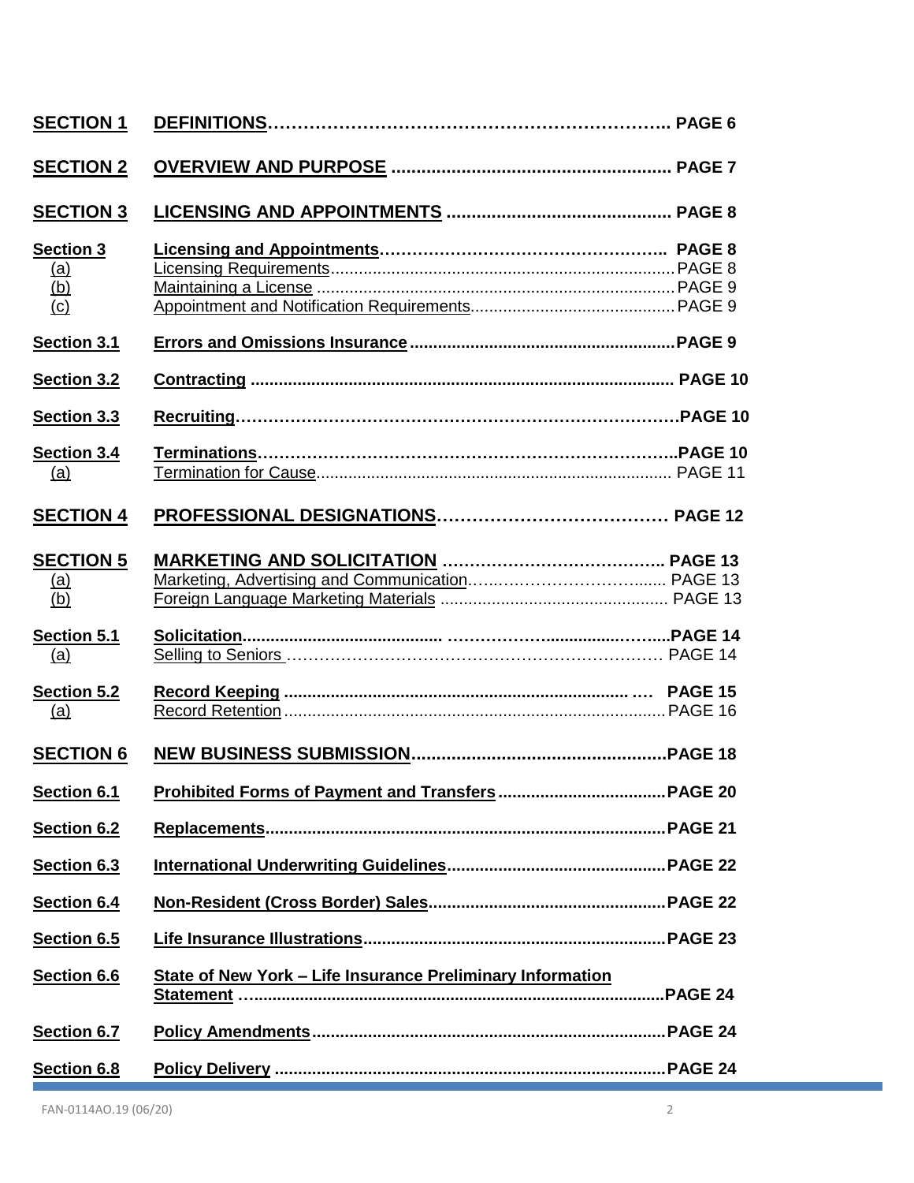| | | |
|---|---|---|
| **SECTION 1** | **DEFINITIONS** | **PAGE 6** |
| **SECTION 2** | **OVERVIEW AND PURPOSE** | **PAGE 7** |
| **SECTION 3** | **LICENSING AND APPOINTMENTS** | **PAGE 8** |
| **Section 3** | **Licensing and Appointments** | **PAGE 8** |
| (a) | Licensing Requirements | PAGE 8 |
| (b) | Maintaining a License | PAGE 9 |
| (c) | Appointment and Notification Requirements | PAGE 9 |
| **Section 3.1** | **Errors and Omissions Insurance** | **PAGE 9** |
| **Section 3.2** | **Contracting** | **PAGE 10** |
| **Section 3.3** | **Recruiting** | **PAGE 10** |
| **Section 3.4** | **Terminations** | **PAGE 10** |
| (a) | Termination for Cause | PAGE 11 |
| **SECTION 4** | **PROFESSIONAL DESIGNATIONS** | **PAGE 12** |
| **SECTION 5** | **MARKETING AND SOLICITATION** | **PAGE 13** |
| (a) | Marketing, Advertising and Communication | PAGE 13 |
| (b) | Foreign Language Marketing Materials | PAGE 13 |
| **Section 5.1** | **Solicitation** | **PAGE 14** |
| (a) | Selling to Seniors | PAGE 14 |
| **Section 5.2** | **Record Keeping** | **PAGE 15** |
| (a) | Record Retention | PAGE 16 |
| **SECTION 6** | **NEW BUSINESS SUBMISSION** | **PAGE 18** |
| **Section 6.1** | **Prohibited Forms of Payment and Transfers** | **PAGE 20** |
| **Section 6.2** | **Replacements** | **PAGE 21** |
| **Section 6.3** | **International Underwriting Guidelines** | **PAGE 22** |
| **Section 6.4** | **Non-Resident (Cross Border) Sales** | **PAGE 22** |
| **Section 6.5** | **Life Insurance Illustrations** | **PAGE 23** |
| **Section 6.6** | **State of New York – Life Insurance Preliminary Information Statement** | **PAGE 24** |
| **Section 6.7** | **Policy Amendments** | **PAGE 24** |
| **Section 6.8** | **Policy Delivery** | **PAGE 24** |

FAN-0114AO.19 (06/20)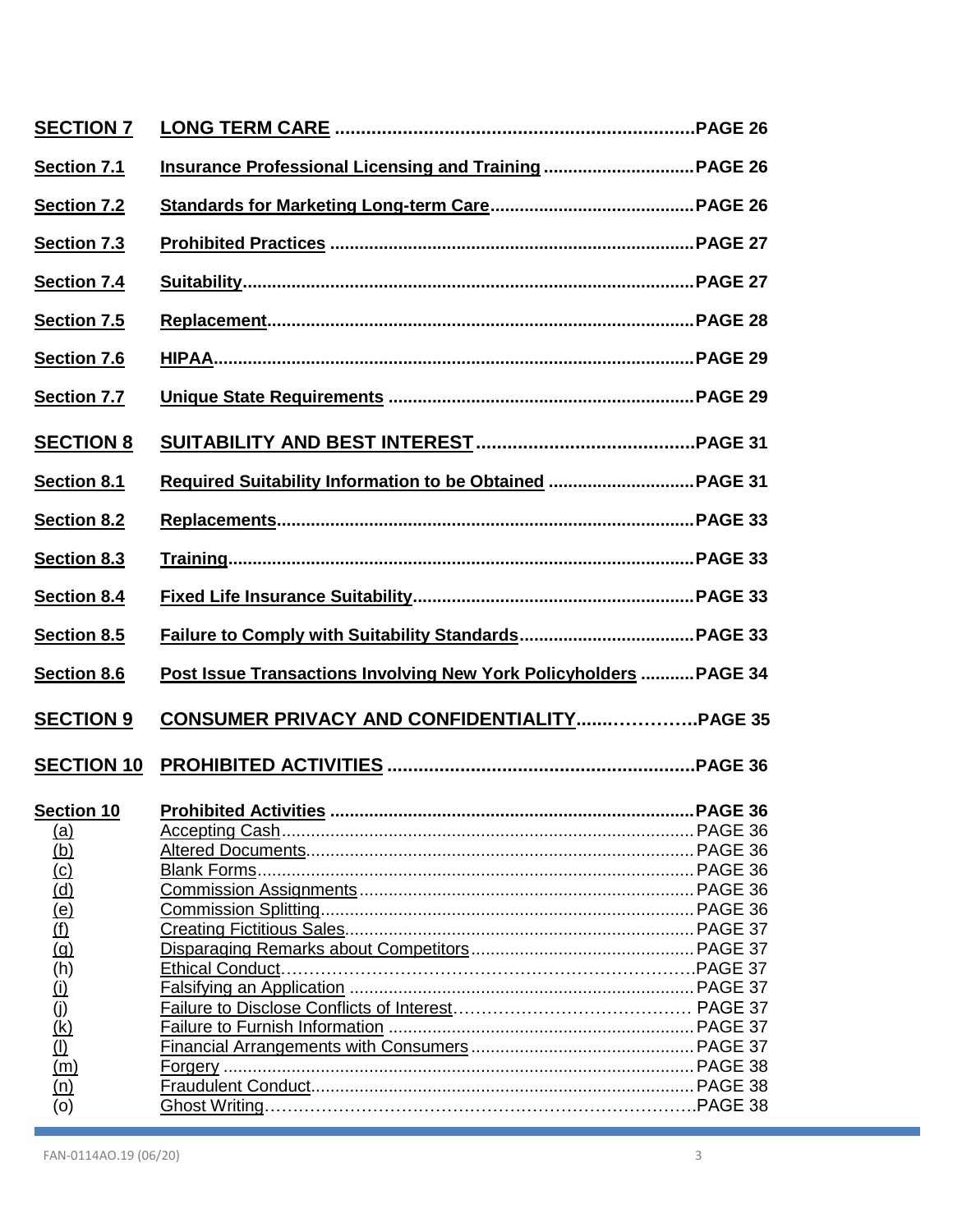| | | |
|---|---|---|
| **SECTION 7** | **LONG TERM CARE** | **PAGE 26** |
| **Section 7.1** | **Insurance Professional Licensing and Training** | **PAGE 26** |
| **Section 7.2** | **Standards for Marketing Long-term Care** | **PAGE 26** |
| **Section 7.3** | **Prohibited Practices** | **PAGE 27** |
| **Section 7.4** | **Suitability** | **PAGE 27** |
| **Section 7.5** | **Replacement** | **PAGE 28** |
| **Section 7.6** | **HIPAA** | **PAGE 29** |
| **Section 7.7** | **Unique State Requirements** | **PAGE 29** |
| **SECTION 8** | **SUITABILITY AND BEST INTEREST** | **PAGE 31** |
| **Section 8.1** | **Required Suitability Information to be Obtained** | **PAGE 31** |
| **Section 8.2** | **Replacements** | **PAGE 33** |
| **Section 8.3** | **Training** | **PAGE 33** |
| **Section 8.4** | **Fixed Life Insurance Suitability** | **PAGE 33** |
| **Section 8.5** | **Failure to Comply with Suitability Standards** | **PAGE 33** |
| **Section 8.6** | **Post Issue Transactions Involving New York Policyholders** | **PAGE 34** |
| **SECTION 9** | **CONSUMER PRIVACY AND CONFIDENTIALITY** | **PAGE 35** |
| **SECTION 10** | **PROHIBITED ACTIVITIES** | **PAGE 36** |
| **Section 10** | **Prohibited Activities** | **PAGE 36** |
| (a) | Accepting Cash | PAGE 36 |
| (b) | Altered Documents | PAGE 36 |
| (c) | Blank Forms | PAGE 36 |
| (d) | Commission Assignments | PAGE 36 |
| (e) | Commission Splitting | PAGE 36 |
| (f) | Creating Fictitious Sales | PAGE 37 |
| (g) | Disparaging Remarks about Competitors | PAGE 37 |
| (h) | Ethical Conduct | PAGE 37 |
| (i) | Falsifying an Application | PAGE 37 |
| (j) | Failure to Disclose Conflicts of Interest | PAGE 37 |
| (k) | Failure to Furnish Information | PAGE 37 |
| (l) | Financial Arrangements with Consumers | PAGE 37 |
| (m) | Forgery | PAGE 38 |
| (n) | Fraudulent Conduct | PAGE 38 |
| (o) | Ghost Writing | PAGE 38 |

FAN-0114AO.19 (06/20)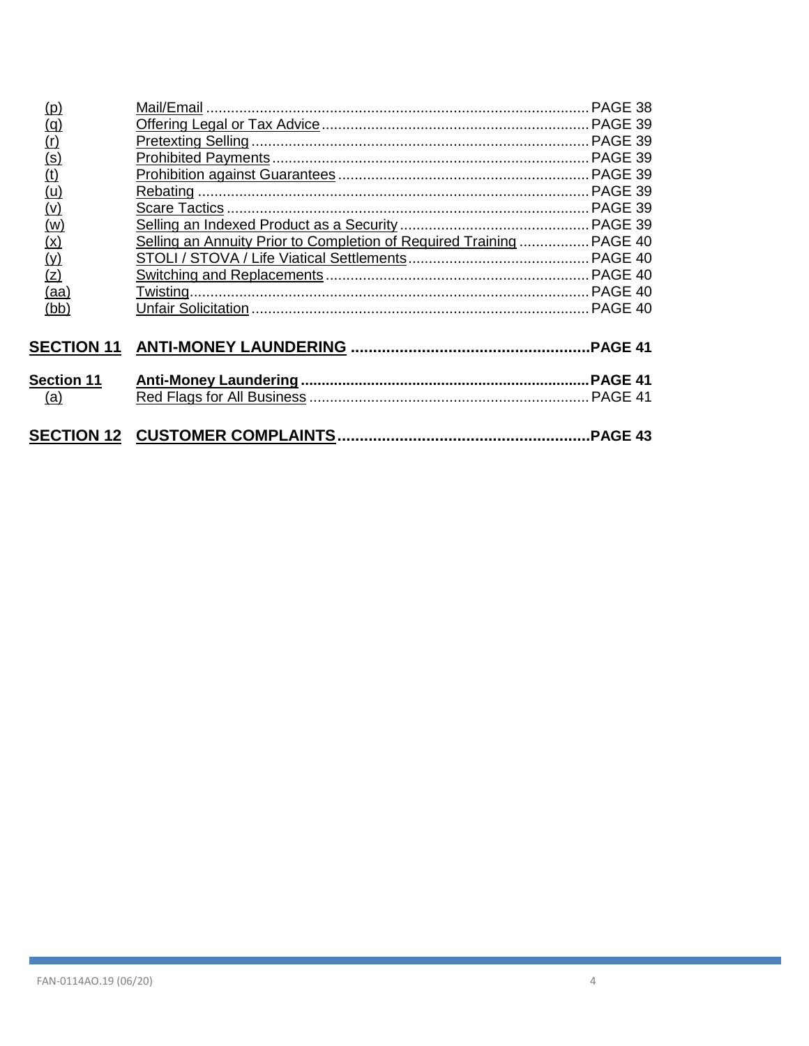| | | |
|---|---|---|
| (p) | Mail/Email | PAGE 38 |
| (q) | Offering Legal or Tax Advice | PAGE 39 |
| (r) | Pretexting Selling | PAGE 39 |
| (s) | Prohibited Payments | PAGE 39 |
| (t) | Prohibition against Guarantees | PAGE 39 |
| (u) | Rebating | PAGE 39 |
| (v) | Scare Tactics | PAGE 39 |
| (w) | Selling an Indexed Product as a Security | PAGE 39 |
| (x) | Selling an Annuity Prior to Completion of Required Training | PAGE 40 |
| (y) | STOLI / STOVA / Life Viatical Settlements | PAGE 40 |
| (z) | Switching and Replacements | PAGE 40 |
| (aa) | Twisting | PAGE 40 |
| (bb) | Unfair Solicitation | PAGE 40 |
| **SECTION 11** | **ANTI-MONEY LAUNDERING** | **PAGE 41** |
| **Section 11** | **Anti-Money Laundering** | **PAGE 41** |
| (a) | Red Flags for All Business | PAGE 41 |
| **SECTION 12** | **CUSTOMER COMPLAINTS** | **PAGE 43** |

FAN-0114AO.19 (06/20)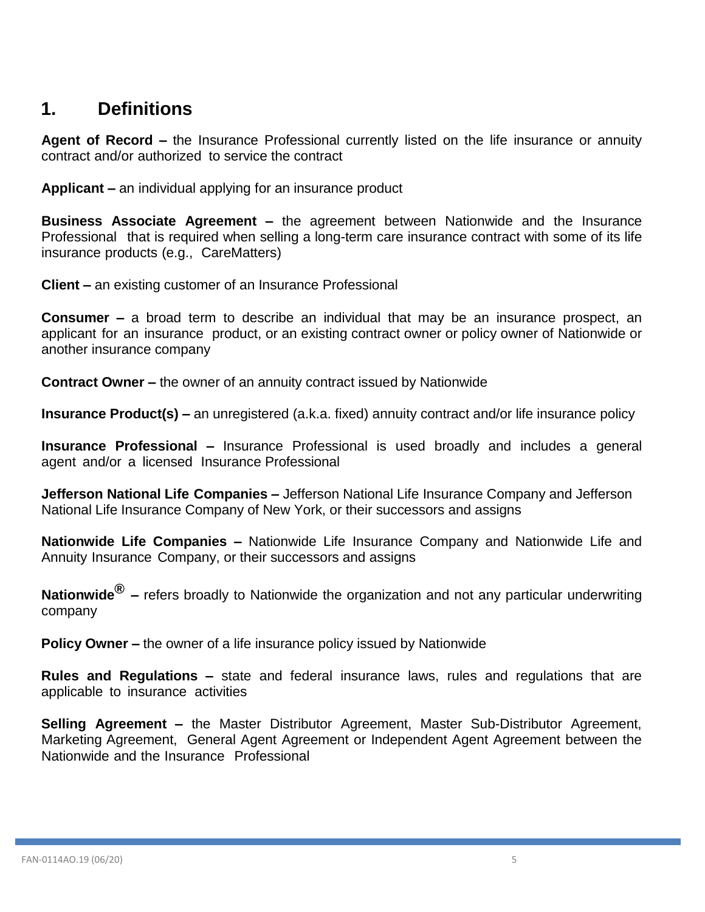# 1. Definitions

**Agent of Record –** the Insurance Professional currently listed on the life insurance or annuity contract and/or authorized to service the contract

**Applicant –** an individual applying for an insurance product

**Business Associate Agreement –** the agreement between Nationwide and the Insurance Professional that is required when selling a long-term care insurance contract with some of its life insurance products (e.g., CareMatters)

**Client –** an existing customer of an Insurance Professional

**Consumer –** a broad term to describe an individual that may be an insurance prospect, an applicant for an insurance product, or an existing contract owner or policy owner of Nationwide or another insurance company

**Contract Owner –** the owner of an annuity contract issued by Nationwide

**Insurance Product(s) –** an unregistered (a.k.a. fixed) annuity contract and/or life insurance policy

**Insurance Professional –** Insurance Professional is used broadly and includes a general agent and/or a licensed Insurance Professional

**Jefferson National Life Companies –** Jefferson National Life Insurance Company and Jefferson National Life Insurance Company of New York, or their successors and assigns

**Nationwide Life Companies –** Nationwide Life Insurance Company and Nationwide Life and Annuity Insurance Company, or their successors and assigns

**Nationwide® –** refers broadly to Nationwide the organization and not any particular underwriting company

**Policy Owner –** the owner of a life insurance policy issued by Nationwide

**Rules and Regulations –** state and federal insurance laws, rules and regulations that are applicable to insurance activities

**Selling Agreement –** the Master Distributor Agreement, Master Sub-Distributor Agreement, Marketing Agreement, General Agent Agreement or Independent Agent Agreement between the Nationwide and the Insurance Professional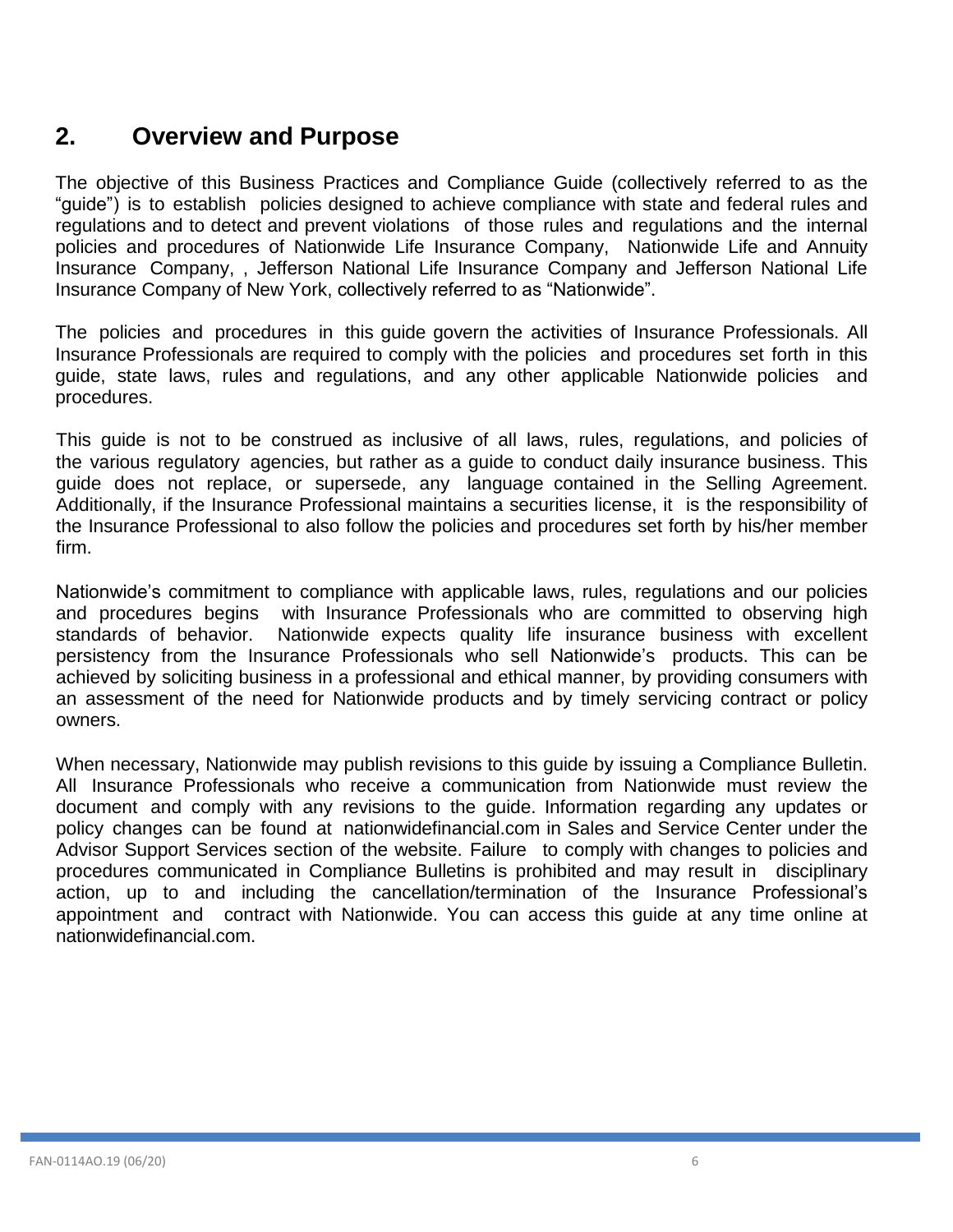## 2. Overview and Purpose

The objective of this Business Practices and Compliance Guide (collectively referred to as the "guide") is to establish policies designed to achieve compliance with state and federal rules and regulations and to detect and prevent violations of those rules and regulations and the internal policies and procedures of Nationwide Life Insurance Company, Nationwide Life and Annuity Insurance Company, , Jefferson National Life Insurance Company and Jefferson National Life Insurance Company of New York, collectively referred to as "Nationwide".

The policies and procedures in this guide govern the activities of Insurance Professionals. All Insurance Professionals are required to comply with the policies and procedures set forth in this guide, state laws, rules and regulations, and any other applicable Nationwide policies and procedures.

This guide is not to be construed as inclusive of all laws, rules, regulations, and policies of the various regulatory agencies, but rather as a guide to conduct daily insurance business. This guide does not replace, or supersede, any language contained in the Selling Agreement. Additionally, if the Insurance Professional maintains a securities license, it is the responsibility of the Insurance Professional to also follow the policies and procedures set forth by his/her member firm.

Nationwide's commitment to compliance with applicable laws, rules, regulations and our policies and procedures begins with Insurance Professionals who are committed to observing high standards of behavior. Nationwide expects quality life insurance business with excellent persistency from the Insurance Professionals who sell Nationwide's products. This can be achieved by soliciting business in a professional and ethical manner, by providing consumers with an assessment of the need for Nationwide products and by timely servicing contract or policy owners.

When necessary, Nationwide may publish revisions to this guide by issuing a Compliance Bulletin. All Insurance Professionals who receive a communication from Nationwide must review the document and comply with any revisions to the guide. Information regarding any updates or policy changes can be found at nationwidefinancial.com in Sales and Service Center under the Advisor Support Services section of the website. Failure to comply with changes to policies and procedures communicated in Compliance Bulletins is prohibited and may result in disciplinary action, up to and including the cancellation/termination of the Insurance Professional's appointment and contract with Nationwide. You can access this guide at any time online at nationwidefinancial.com.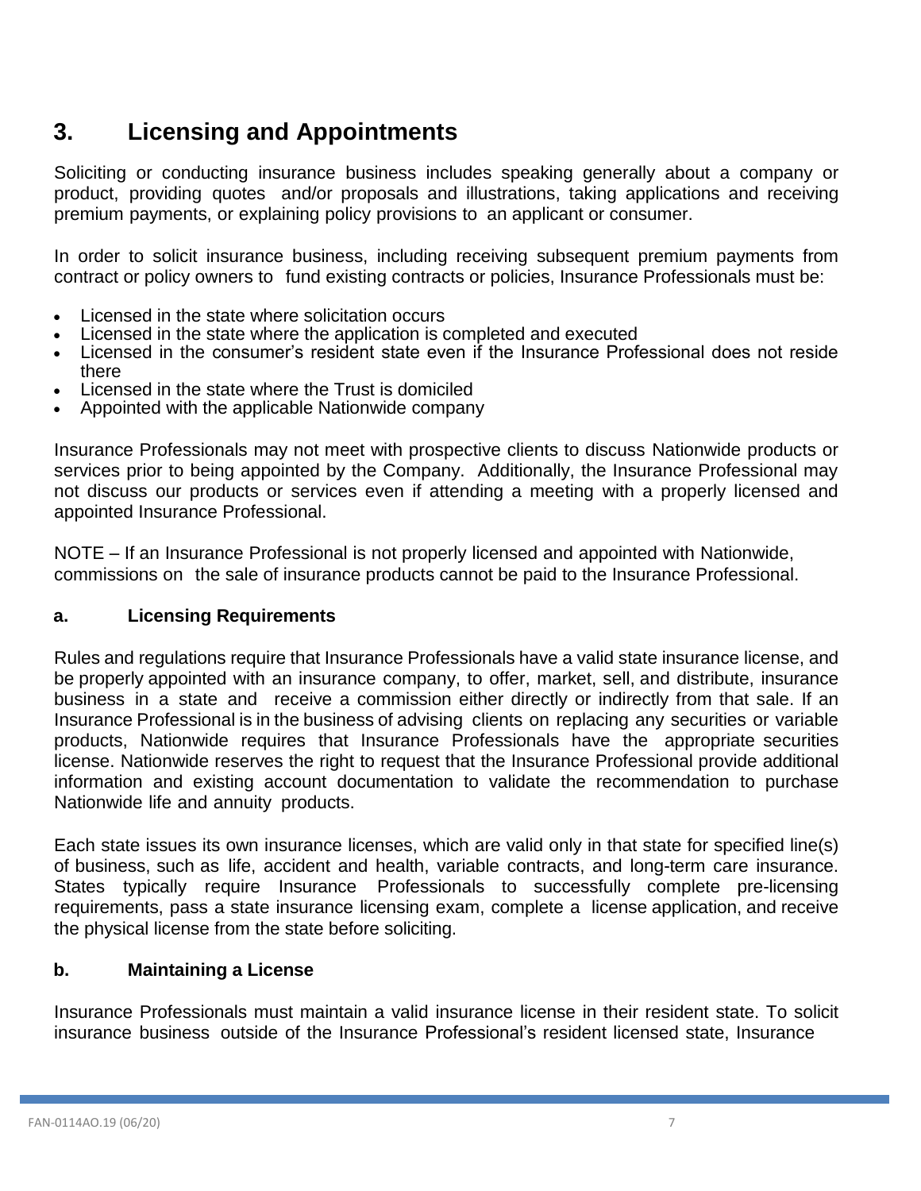## 3. Licensing and Appointments

Soliciting or conducting insurance business includes speaking generally about a company or product, providing quotes and/or proposals and illustrations, taking applications and receiving premium payments, or explaining policy provisions to an applicant or consumer.

In order to solicit insurance business, including receiving subsequent premium payments from contract or policy owners to fund existing contracts or policies, Insurance Professionals must be:

- Licensed in the state where solicitation occurs
- Licensed in the state where the application is completed and executed
- Licensed in the consumer's resident state even if the Insurance Professional does not reside there
- Licensed in the state where the Trust is domiciled
- Appointed with the applicable Nationwide company

Insurance Professionals may not meet with prospective clients to discuss Nationwide products or services prior to being appointed by the Company. Additionally, the Insurance Professional may not discuss our products or services even if attending a meeting with a properly licensed and appointed Insurance Professional.

NOTE – If an Insurance Professional is not properly licensed and appointed with Nationwide, commissions on the sale of insurance products cannot be paid to the Insurance Professional.

### a. Licensing Requirements

Rules and regulations require that Insurance Professionals have a valid state insurance license, and be properly appointed with an insurance company, to offer, market, sell, and distribute, insurance business in a state and receive a commission either directly or indirectly from that sale. If an Insurance Professional is in the business of advising clients on replacing any securities or variable products, Nationwide requires that Insurance Professionals have the appropriate securities license. Nationwide reserves the right to request that the Insurance Professional provide additional information and existing account documentation to validate the recommendation to purchase Nationwide life and annuity products.

Each state issues its own insurance licenses, which are valid only in that state for specified line(s) of business, such as life, accident and health, variable contracts, and long-term care insurance. States typically require Insurance Professionals to successfully complete pre-licensing requirements, pass a state insurance licensing exam, complete a license application, and receive the physical license from the state before soliciting.

### b. Maintaining a License

Insurance Professionals must maintain a valid insurance license in their resident state. To solicit insurance business outside of the Insurance Professional's resident licensed state, Insurance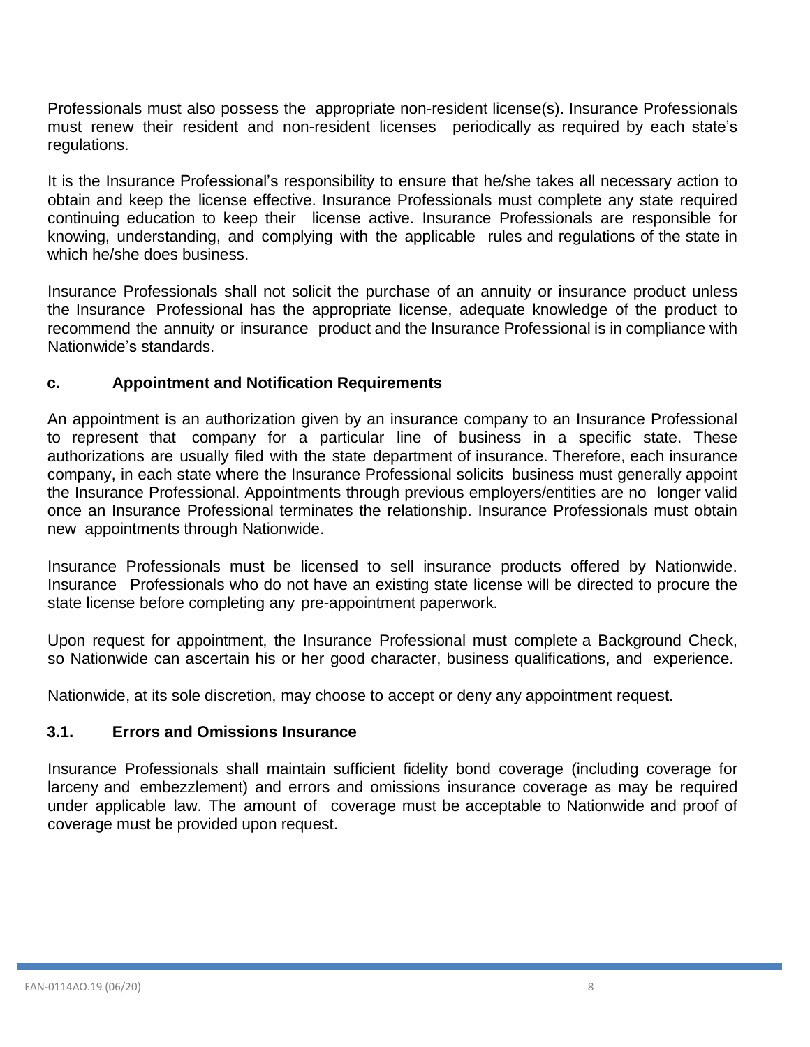Professionals must also possess the appropriate non-resident license(s). Insurance Professionals must renew their resident and non-resident licenses periodically as required by each state's regulations.

It is the Insurance Professional's responsibility to ensure that he/she takes all necessary action to obtain and keep the license effective. Insurance Professionals must complete any state required continuing education to keep their license active. Insurance Professionals are responsible for knowing, understanding, and complying with the applicable rules and regulations of the state in which he/she does business.

Insurance Professionals shall not solicit the purchase of an annuity or insurance product unless the Insurance Professional has the appropriate license, adequate knowledge of the product to recommend the annuity or insurance product and the Insurance Professional is in compliance with Nationwide's standards.

### c. Appointment and Notification Requirements

An appointment is an authorization given by an insurance company to an Insurance Professional to represent that company for a particular line of business in a specific state. These authorizations are usually filed with the state department of insurance. Therefore, each insurance company, in each state where the Insurance Professional solicits business must generally appoint the Insurance Professional. Appointments through previous employers/entities are no longer valid once an Insurance Professional terminates the relationship. Insurance Professionals must obtain new appointments through Nationwide.

Insurance Professionals must be licensed to sell insurance products offered by Nationwide. Insurance Professionals who do not have an existing state license will be directed to procure the state license before completing any pre-appointment paperwork.

Upon request for appointment, the Insurance Professional must complete a Background Check, so Nationwide can ascertain his or her good character, business qualifications, and experience.

Nationwide, at its sole discretion, may choose to accept or deny any appointment request.

## 3.1. Errors and Omissions Insurance

Insurance Professionals shall maintain sufficient fidelity bond coverage (including coverage for larceny and embezzlement) and errors and omissions insurance coverage as may be required under applicable law. The amount of coverage must be acceptable to Nationwide and proof of coverage must be provided upon request.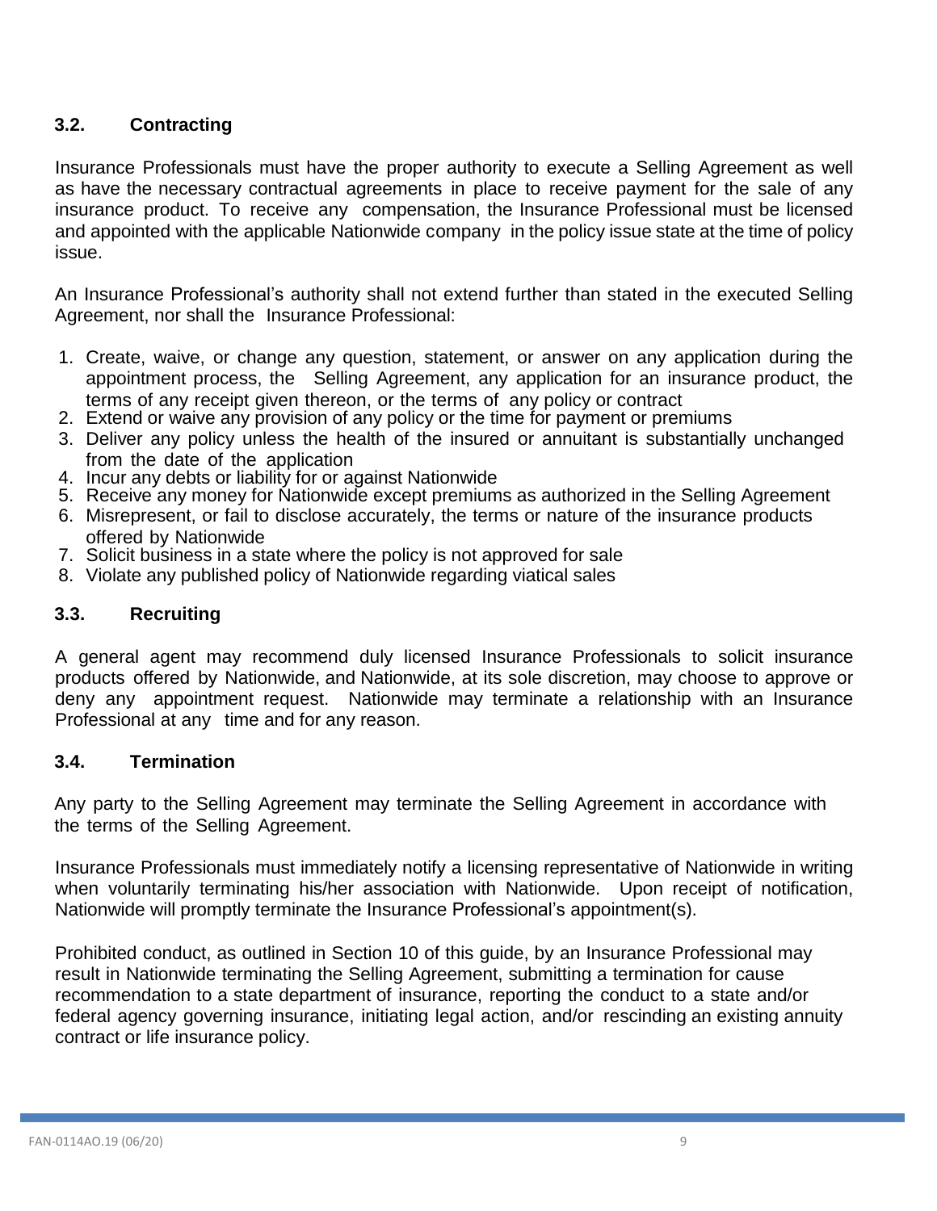### 3.2. Contracting

Insurance Professionals must have the proper authority to execute a Selling Agreement as well as have the necessary contractual agreements in place to receive payment for the sale of any insurance product. To receive any compensation, the Insurance Professional must be licensed and appointed with the applicable Nationwide company in the policy issue state at the time of policy issue.

An Insurance Professional's authority shall not extend further than stated in the executed Selling Agreement, nor shall the Insurance Professional:

1. Create, waive, or change any question, statement, or answer on any application during the appointment process, the Selling Agreement, any application for an insurance product, the terms of any receipt given thereon, or the terms of any policy or contract
2. Extend or waive any provision of any policy or the time for payment or premiums
3. Deliver any policy unless the health of the insured or annuitant is substantially unchanged from the date of the application
4. Incur any debts or liability for or against Nationwide
5. Receive any money for Nationwide except premiums as authorized in the Selling Agreement
6. Misrepresent, or fail to disclose accurately, the terms or nature of the insurance products offered by Nationwide
7. Solicit business in a state where the policy is not approved for sale
8. Violate any published policy of Nationwide regarding viatical sales

### 3.3. Recruiting

A general agent may recommend duly licensed Insurance Professionals to solicit insurance products offered by Nationwide, and Nationwide, at its sole discretion, may choose to approve or deny any appointment request. Nationwide may terminate a relationship with an Insurance Professional at any time and for any reason.

### 3.4. Termination

Any party to the Selling Agreement may terminate the Selling Agreement in accordance with the terms of the Selling Agreement.

Insurance Professionals must immediately notify a licensing representative of Nationwide in writing when voluntarily terminating his/her association with Nationwide. Upon receipt of notification, Nationwide will promptly terminate the Insurance Professional's appointment(s).

Prohibited conduct, as outlined in Section 10 of this guide, by an Insurance Professional may result in Nationwide terminating the Selling Agreement, submitting a termination for cause recommendation to a state department of insurance, reporting the conduct to a state and/or federal agency governing insurance, initiating legal action, and/or rescinding an existing annuity contract or life insurance policy.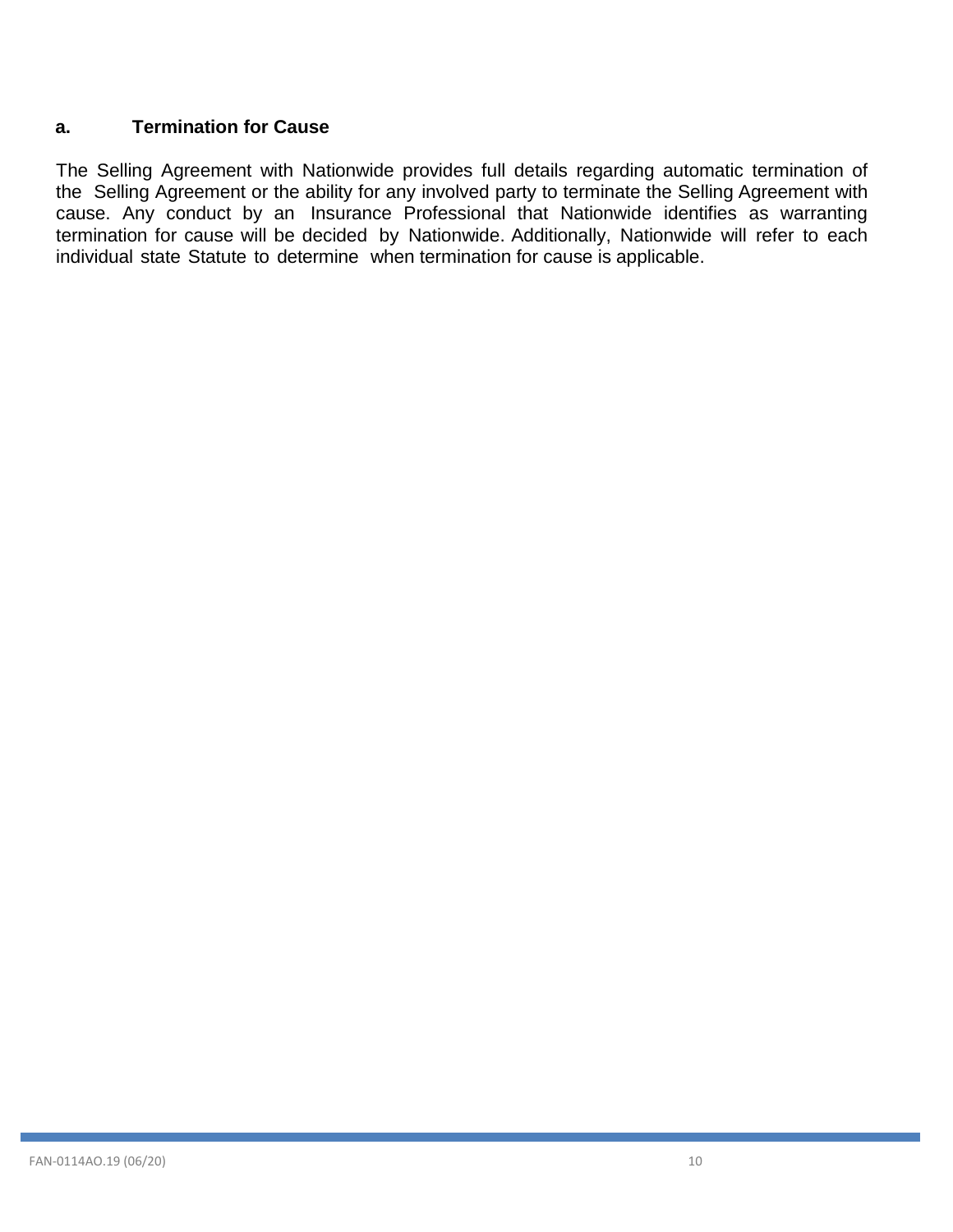### a. Termination for Cause

The Selling Agreement with Nationwide provides full details regarding automatic termination of the Selling Agreement or the ability for any involved party to terminate the Selling Agreement with cause. Any conduct by an Insurance Professional that Nationwide identifies as warranting termination for cause will be decided by Nationwide. Additionally, Nationwide will refer to each individual state Statute to determine when termination for cause is applicable.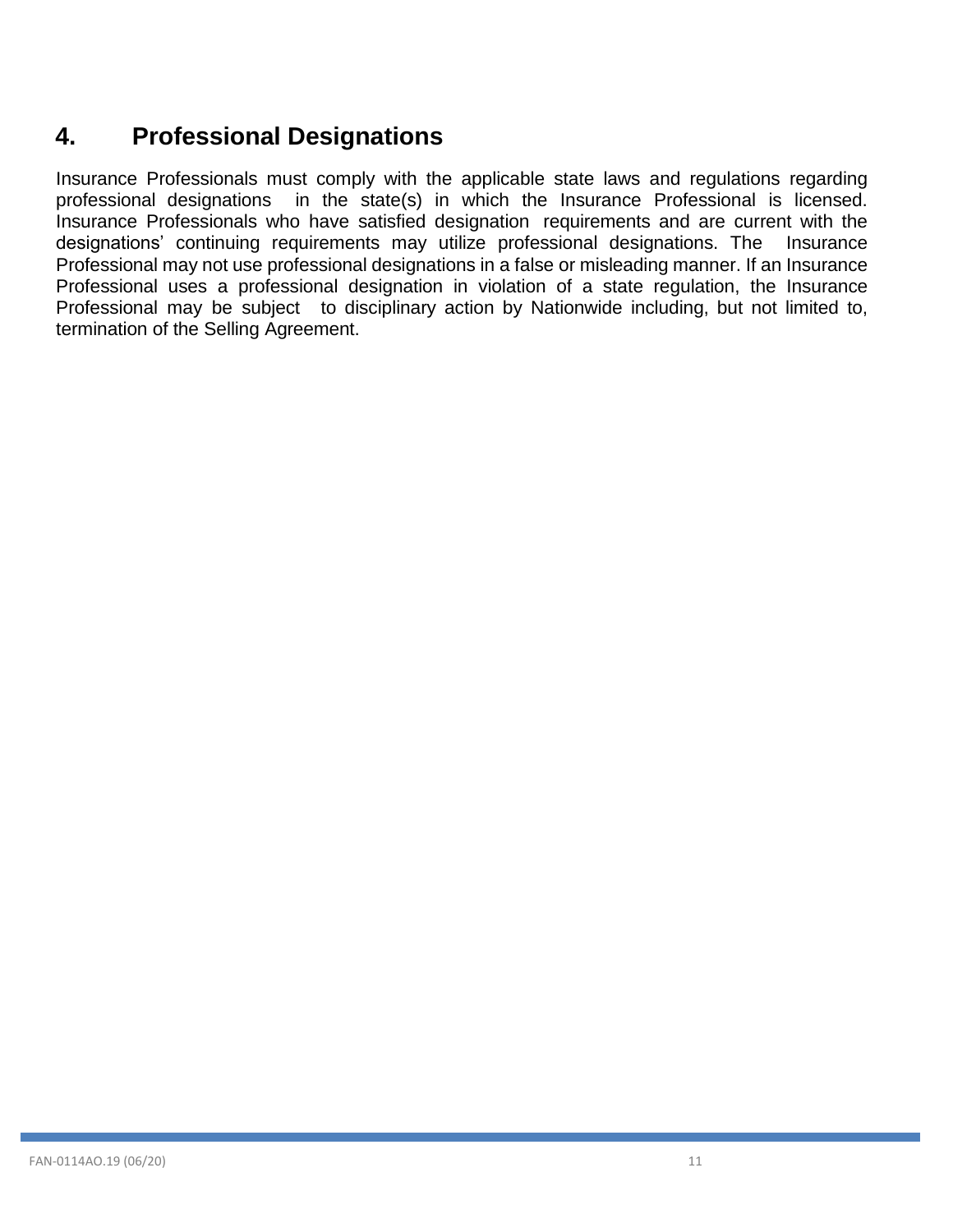## 4. Professional Designations

Insurance Professionals must comply with the applicable state laws and regulations regarding professional designations in the state(s) in which the Insurance Professional is licensed. Insurance Professionals who have satisfied designation requirements and are current with the designations' continuing requirements may utilize professional designations. The Insurance Professional may not use professional designations in a false or misleading manner. If an Insurance Professional uses a professional designation in violation of a state regulation, the Insurance Professional may be subject to disciplinary action by Nationwide including, but not limited to, termination of the Selling Agreement.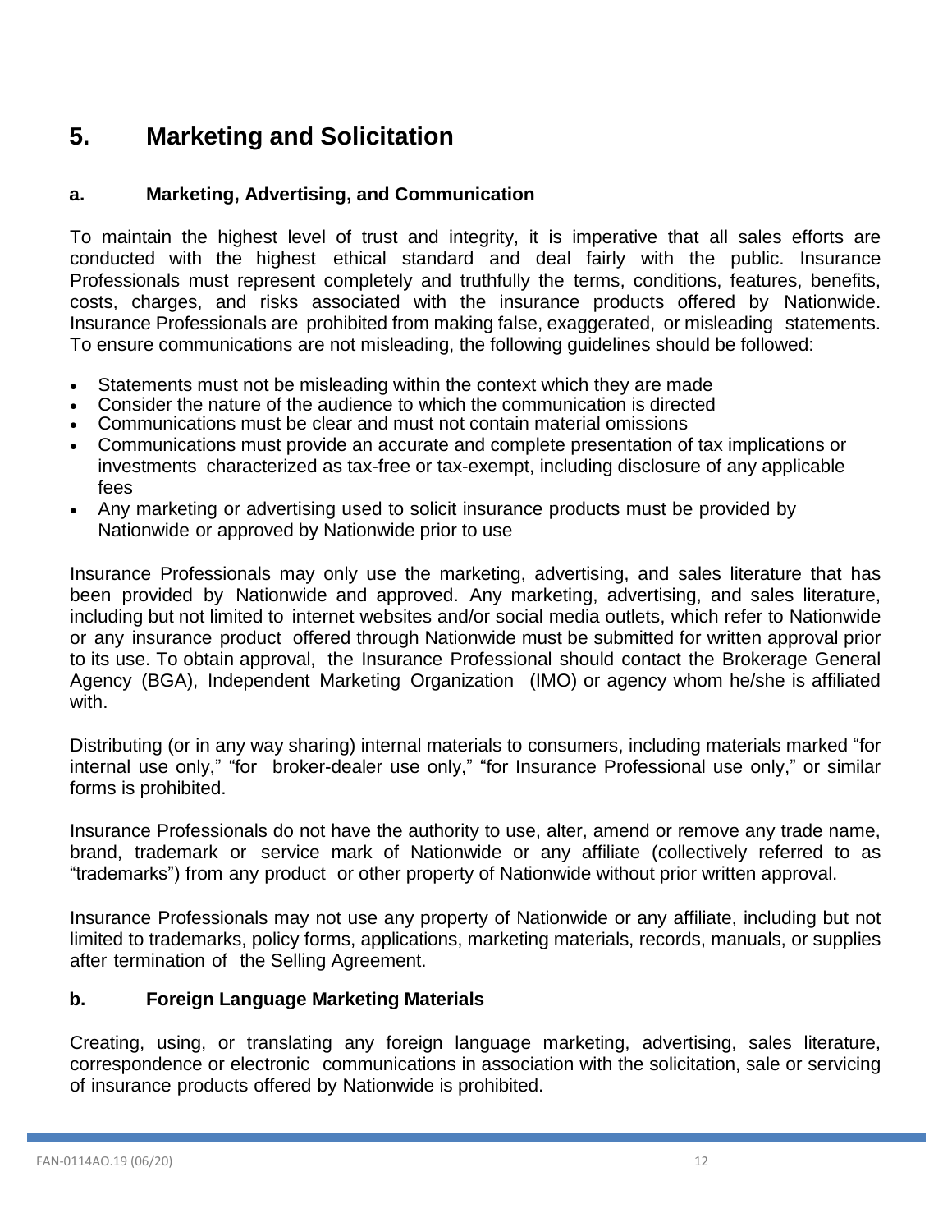# 5. Marketing and Solicitation

## a. Marketing, Advertising, and Communication

To maintain the highest level of trust and integrity, it is imperative that all sales efforts are conducted with the highest ethical standard and deal fairly with the public. Insurance Professionals must represent completely and truthfully the terms, conditions, features, benefits, costs, charges, and risks associated with the insurance products offered by Nationwide. Insurance Professionals are prohibited from making false, exaggerated, or misleading statements. To ensure communications are not misleading, the following guidelines should be followed:

- Statements must not be misleading within the context which they are made
- Consider the nature of the audience to which the communication is directed
- Communications must be clear and must not contain material omissions
- Communications must provide an accurate and complete presentation of tax implications or investments characterized as tax-free or tax-exempt, including disclosure of any applicable fees
- Any marketing or advertising used to solicit insurance products must be provided by Nationwide or approved by Nationwide prior to use

Insurance Professionals may only use the marketing, advertising, and sales literature that has been provided by Nationwide and approved. Any marketing, advertising, and sales literature, including but not limited to internet websites and/or social media outlets, which refer to Nationwide or any insurance product offered through Nationwide must be submitted for written approval prior to its use. To obtain approval, the Insurance Professional should contact the Brokerage General Agency (BGA), Independent Marketing Organization (IMO) or agency whom he/she is affiliated with.

Distributing (or in any way sharing) internal materials to consumers, including materials marked "for internal use only," "for broker-dealer use only," "for Insurance Professional use only," or similar forms is prohibited.

Insurance Professionals do not have the authority to use, alter, amend or remove any trade name, brand, trademark or service mark of Nationwide or any affiliate (collectively referred to as "trademarks") from any product or other property of Nationwide without prior written approval.

Insurance Professionals may not use any property of Nationwide or any affiliate, including but not limited to trademarks, policy forms, applications, marketing materials, records, manuals, or supplies after termination of the Selling Agreement.

## b. Foreign Language Marketing Materials

Creating, using, or translating any foreign language marketing, advertising, sales literature, correspondence or electronic communications in association with the solicitation, sale or servicing of insurance products offered by Nationwide is prohibited.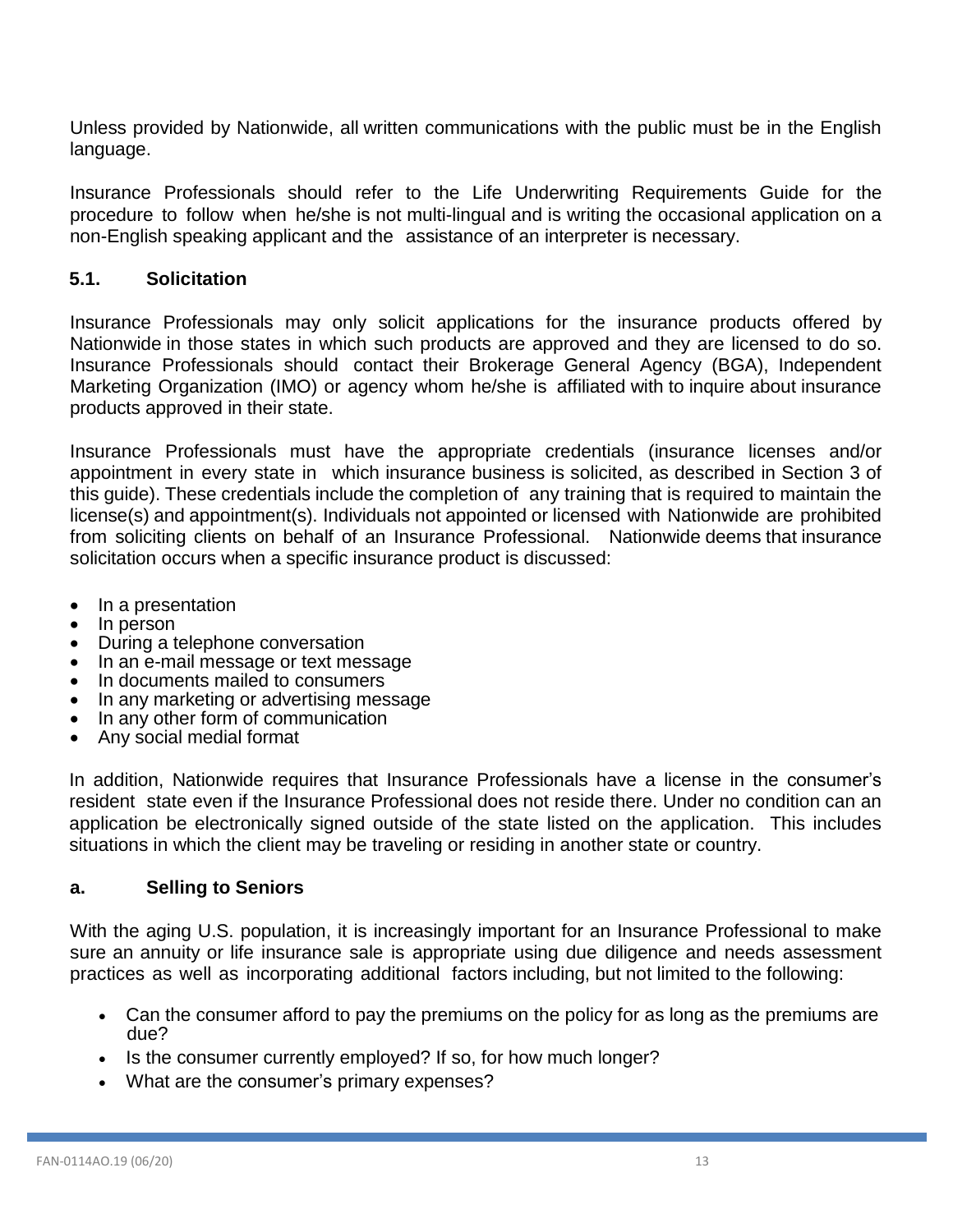Unless provided by Nationwide, all written communications with the public must be in the English language.

Insurance Professionals should refer to the Life Underwriting Requirements Guide for the procedure to follow when he/she is not multi-lingual and is writing the occasional application on a non-English speaking applicant and the assistance of an interpreter is necessary.

### 5.1. Solicitation

Insurance Professionals may only solicit applications for the insurance products offered by Nationwide in those states in which such products are approved and they are licensed to do so. Insurance Professionals should contact their Brokerage General Agency (BGA), Independent Marketing Organization (IMO) or agency whom he/she is affiliated with to inquire about insurance products approved in their state.

Insurance Professionals must have the appropriate credentials (insurance licenses and/or appointment in every state in which insurance business is solicited, as described in Section 3 of this guide). These credentials include the completion of any training that is required to maintain the license(s) and appointment(s). Individuals not appointed or licensed with Nationwide are prohibited from soliciting clients on behalf of an Insurance Professional. Nationwide deems that insurance solicitation occurs when a specific insurance product is discussed:

- In a presentation
- In person
- During a telephone conversation
- In an e-mail message or text message
- In documents mailed to consumers
- In any marketing or advertising message
- In any other form of communication
- Any social medial format

In addition, Nationwide requires that Insurance Professionals have a license in the consumer's resident state even if the Insurance Professional does not reside there. Under no condition can an application be electronically signed outside of the state listed on the application. This includes situations in which the client may be traveling or residing in another state or country.

#### a. Selling to Seniors

With the aging U.S. population, it is increasingly important for an Insurance Professional to make sure an annuity or life insurance sale is appropriate using due diligence and needs assessment practices as well as incorporating additional factors including, but not limited to the following:

- Can the consumer afford to pay the premiums on the policy for as long as the premiums are due?
- Is the consumer currently employed? If so, for how much longer?
- What are the consumer's primary expenses?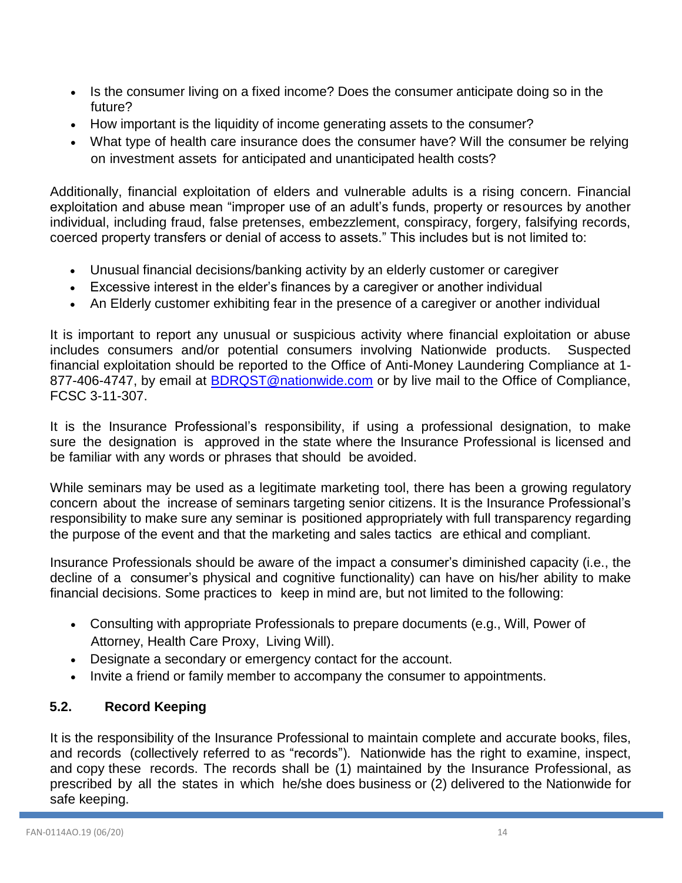- Is the consumer living on a fixed income? Does the consumer anticipate doing so in the future?
- How important is the liquidity of income generating assets to the consumer?
- What type of health care insurance does the consumer have? Will the consumer be relying on investment assets for anticipated and unanticipated health costs?

Additionally, financial exploitation of elders and vulnerable adults is a rising concern. Financial exploitation and abuse mean "improper use of an adult's funds, property or resources by another individual, including fraud, false pretenses, embezzlement, conspiracy, forgery, falsifying records, coerced property transfers or denial of access to assets." This includes but is not limited to:

- Unusual financial decisions/banking activity by an elderly customer or caregiver
- Excessive interest in the elder's finances by a caregiver or another individual
- An Elderly customer exhibiting fear in the presence of a caregiver or another individual

It is important to report any unusual or suspicious activity where financial exploitation or abuse includes consumers and/or potential consumers involving Nationwide products. Suspected financial exploitation should be reported to the Office of Anti-Money Laundering Compliance at 1-877-406-4747, by email at BDRQST@nationwide.com or by live mail to the Office of Compliance, FCSC 3-11-307.

It is the Insurance Professional's responsibility, if using a professional designation, to make sure the designation is approved in the state where the Insurance Professional is licensed and be familiar with any words or phrases that should be avoided.

While seminars may be used as a legitimate marketing tool, there has been a growing regulatory concern about the increase of seminars targeting senior citizens. It is the Insurance Professional's responsibility to make sure any seminar is positioned appropriately with full transparency regarding the purpose of the event and that the marketing and sales tactics are ethical and compliant.

Insurance Professionals should be aware of the impact a consumer's diminished capacity (i.e., the decline of a consumer's physical and cognitive functionality) can have on his/her ability to make financial decisions. Some practices to keep in mind are, but not limited to the following:

- Consulting with appropriate Professionals to prepare documents (e.g., Will, Power of Attorney, Health Care Proxy, Living Will).
- Designate a secondary or emergency contact for the account.
- Invite a friend or family member to accompany the consumer to appointments.

### 5.2. Record Keeping

It is the responsibility of the Insurance Professional to maintain complete and accurate books, files, and records (collectively referred to as "records"). Nationwide has the right to examine, inspect, and copy these records. The records shall be (1) maintained by the Insurance Professional, as prescribed by all the states in which he/she does business or (2) delivered to the Nationwide for safe keeping.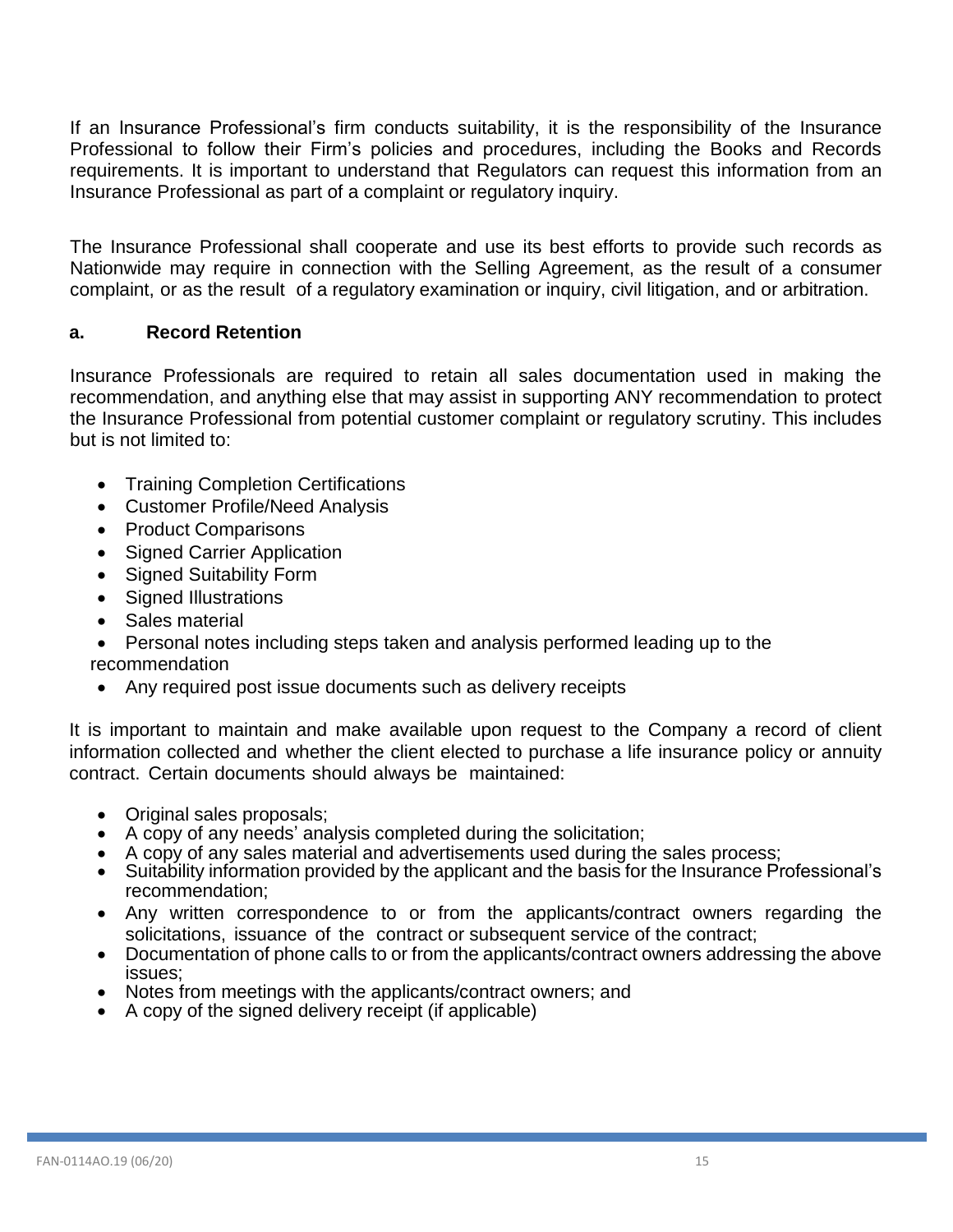If an Insurance Professional's firm conducts suitability, it is the responsibility of the Insurance Professional to follow their Firm's policies and procedures, including the Books and Records requirements. It is important to understand that Regulators can request this information from an Insurance Professional as part of a complaint or regulatory inquiry.

The Insurance Professional shall cooperate and use its best efforts to provide such records as Nationwide may require in connection with the Selling Agreement, as the result of a consumer complaint, or as the result of a regulatory examination or inquiry, civil litigation, and or arbitration.

### a. Record Retention

Insurance Professionals are required to retain all sales documentation used in making the recommendation, and anything else that may assist in supporting ANY recommendation to protect the Insurance Professional from potential customer complaint or regulatory scrutiny. This includes but is not limited to:

- Training Completion Certifications
- Customer Profile/Need Analysis
- Product Comparisons
- Signed Carrier Application
- Signed Suitability Form
- Signed Illustrations
- Sales material
- Personal notes including steps taken and analysis performed leading up to the recommendation
- Any required post issue documents such as delivery receipts

It is important to maintain and make available upon request to the Company a record of client information collected and whether the client elected to purchase a life insurance policy or annuity contract. Certain documents should always be maintained:

- Original sales proposals;
- A copy of any needs' analysis completed during the solicitation;
- A copy of any sales material and advertisements used during the sales process;
- Suitability information provided by the applicant and the basis for the Insurance Professional's recommendation;
- Any written correspondence to or from the applicants/contract owners regarding the solicitations, issuance of the contract or subsequent service of the contract;
- Documentation of phone calls to or from the applicants/contract owners addressing the above issues;
- Notes from meetings with the applicants/contract owners; and
- A copy of the signed delivery receipt (if applicable)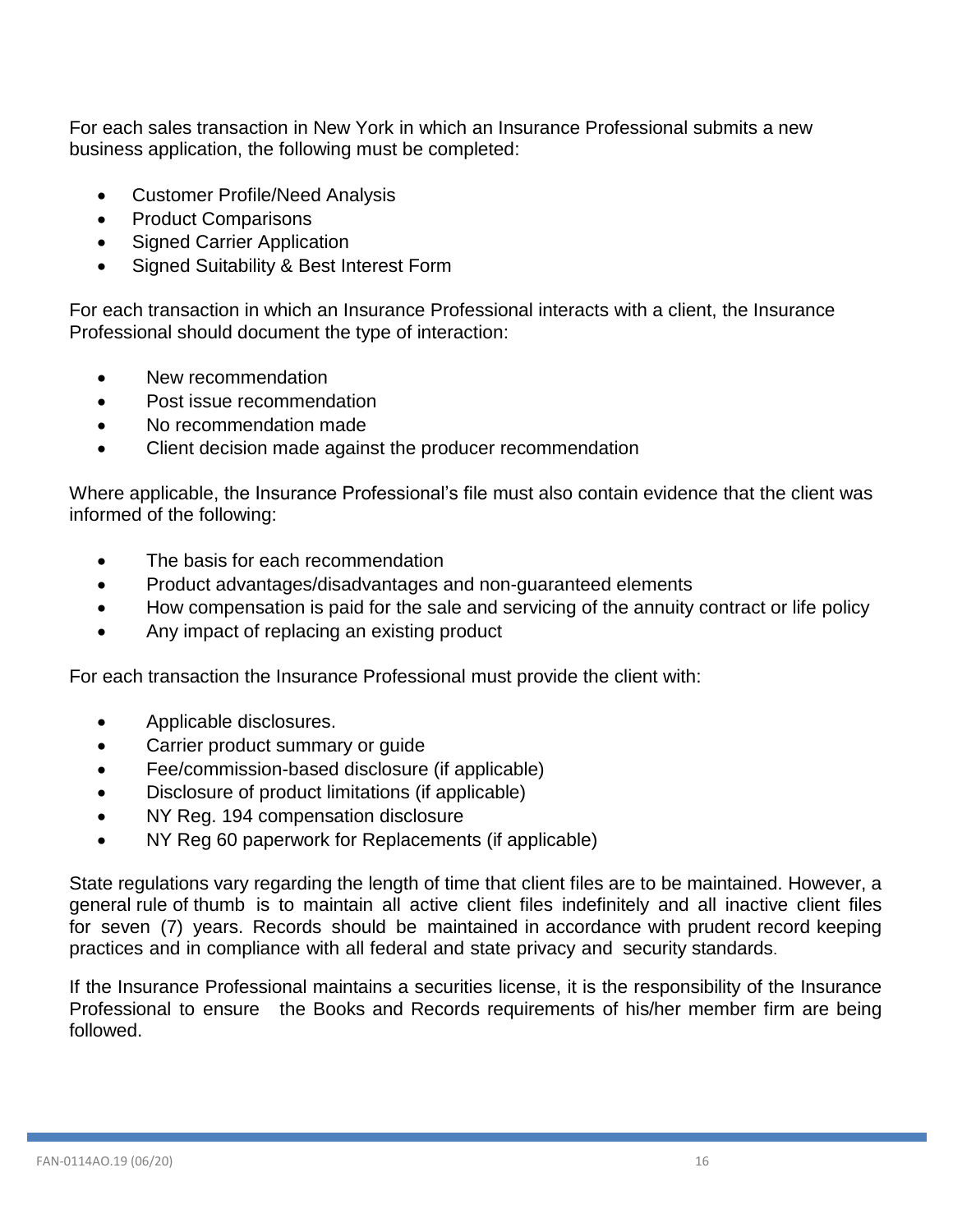For each sales transaction in New York in which an Insurance Professional submits a new business application, the following must be completed:

- Customer Profile/Need Analysis
- Product Comparisons
- Signed Carrier Application
- Signed Suitability & Best Interest Form

For each transaction in which an Insurance Professional interacts with a client, the Insurance Professional should document the type of interaction:

- New recommendation
- Post issue recommendation
- No recommendation made
- Client decision made against the producer recommendation

Where applicable, the Insurance Professional's file must also contain evidence that the client was informed of the following:

- The basis for each recommendation
- Product advantages/disadvantages and non-guaranteed elements
- How compensation is paid for the sale and servicing of the annuity contract or life policy
- Any impact of replacing an existing product

For each transaction the Insurance Professional must provide the client with:

- Applicable disclosures.
- Carrier product summary or guide
- Fee/commission-based disclosure (if applicable)
- Disclosure of product limitations (if applicable)
- NY Reg. 194 compensation disclosure
- NY Reg 60 paperwork for Replacements (if applicable)

State regulations vary regarding the length of time that client files are to be maintained. However, a general rule of thumb is to maintain all active client files indefinitely and all inactive client files for seven (7) years. Records should be maintained in accordance with prudent record keeping practices and in compliance with all federal and state privacy and security standards.

If the Insurance Professional maintains a securities license, it is the responsibility of the Insurance Professional to ensure the Books and Records requirements of his/her member firm are being followed.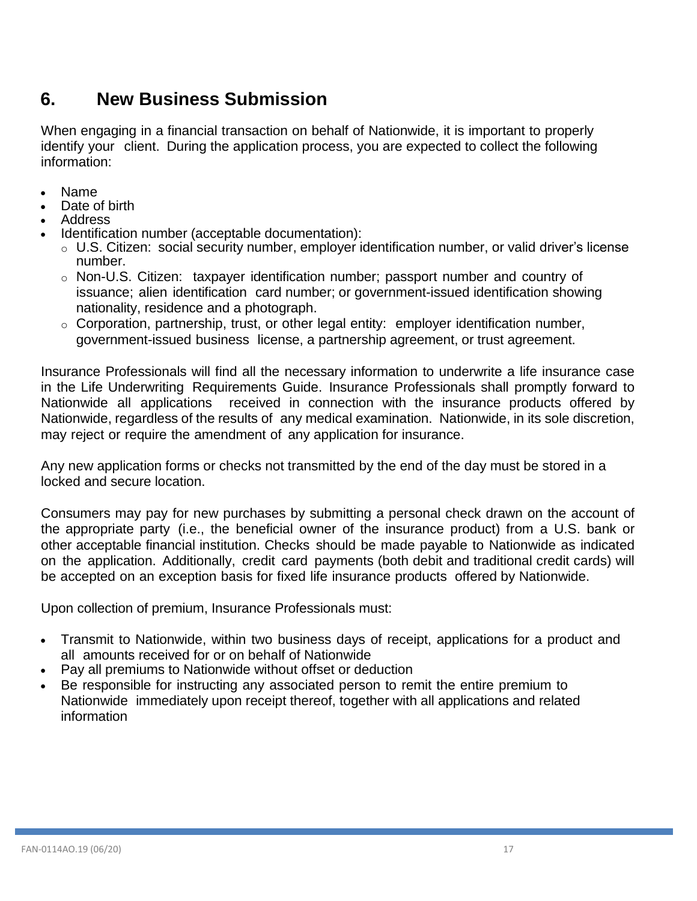## 6. New Business Submission

When engaging in a financial transaction on behalf of Nationwide, it is important to properly identify your client. During the application process, you are expected to collect the following information:

- Name
- Date of birth
- Address
- Identification number (acceptable documentation):
  - U.S. Citizen: social security number, employer identification number, or valid driver's license number.
  - Non-U.S. Citizen: taxpayer identification number; passport number and country of issuance; alien identification card number; or government-issued identification showing nationality, residence and a photograph.
  - Corporation, partnership, trust, or other legal entity: employer identification number, government-issued business license, a partnership agreement, or trust agreement.

Insurance Professionals will find all the necessary information to underwrite a life insurance case in the Life Underwriting Requirements Guide. Insurance Professionals shall promptly forward to Nationwide all applications received in connection with the insurance products offered by Nationwide, regardless of the results of any medical examination. Nationwide, in its sole discretion, may reject or require the amendment of any application for insurance.

Any new application forms or checks not transmitted by the end of the day must be stored in a locked and secure location.

Consumers may pay for new purchases by submitting a personal check drawn on the account of the appropriate party (i.e., the beneficial owner of the insurance product) from a U.S. bank or other acceptable financial institution. Checks should be made payable to Nationwide as indicated on the application. Additionally, credit card payments (both debit and traditional credit cards) will be accepted on an exception basis for fixed life insurance products offered by Nationwide.

Upon collection of premium, Insurance Professionals must:

- Transmit to Nationwide, within two business days of receipt, applications for a product and all amounts received for or on behalf of Nationwide
- Pay all premiums to Nationwide without offset or deduction
- Be responsible for instructing any associated person to remit the entire premium to Nationwide immediately upon receipt thereof, together with all applications and related information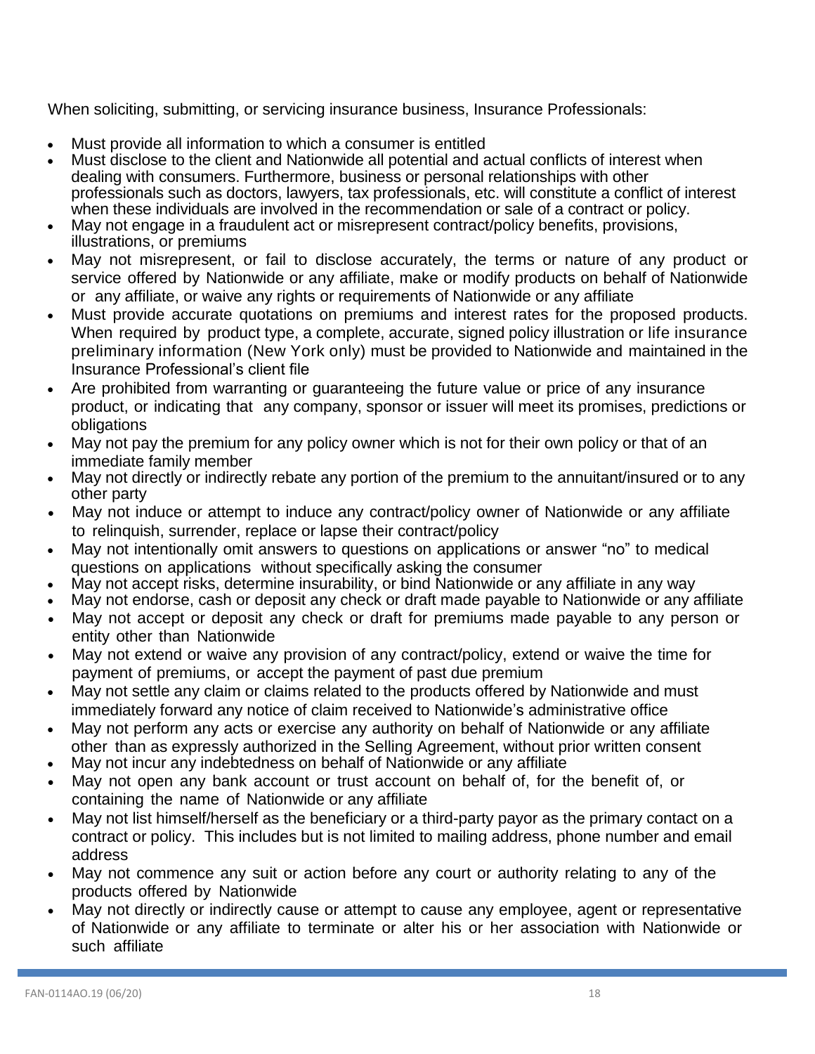When soliciting, submitting, or servicing insurance business, Insurance Professionals:

- Must provide all information to which a consumer is entitled
- Must disclose to the client and Nationwide all potential and actual conflicts of interest when dealing with consumers. Furthermore, business or personal relationships with other professionals such as doctors, lawyers, tax professionals, etc. will constitute a conflict of interest when these individuals are involved in the recommendation or sale of a contract or policy.
- May not engage in a fraudulent act or misrepresent contract/policy benefits, provisions, illustrations, or premiums
- May not misrepresent, or fail to disclose accurately, the terms or nature of any product or service offered by Nationwide or any affiliate, make or modify products on behalf of Nationwide or any affiliate, or waive any rights or requirements of Nationwide or any affiliate
- Must provide accurate quotations on premiums and interest rates for the proposed products. When required by product type, a complete, accurate, signed policy illustration or life insurance preliminary information (New York only) must be provided to Nationwide and maintained in the Insurance Professional's client file
- Are prohibited from warranting or guaranteeing the future value or price of any insurance product, or indicating that any company, sponsor or issuer will meet its promises, predictions or obligations
- May not pay the premium for any policy owner which is not for their own policy or that of an immediate family member
- May not directly or indirectly rebate any portion of the premium to the annuitant/insured or to any other party
- May not induce or attempt to induce any contract/policy owner of Nationwide or any affiliate to relinquish, surrender, replace or lapse their contract/policy
- May not intentionally omit answers to questions on applications or answer "no" to medical questions on applications without specifically asking the consumer
- May not accept risks, determine insurability, or bind Nationwide or any affiliate in any way
- May not endorse, cash or deposit any check or draft made payable to Nationwide or any affiliate
- May not accept or deposit any check or draft for premiums made payable to any person or entity other than Nationwide
- May not extend or waive any provision of any contract/policy, extend or waive the time for payment of premiums, or accept the payment of past due premium
- May not settle any claim or claims related to the products offered by Nationwide and must immediately forward any notice of claim received to Nationwide's administrative office
- May not perform any acts or exercise any authority on behalf of Nationwide or any affiliate other than as expressly authorized in the Selling Agreement, without prior written consent
- May not incur any indebtedness on behalf of Nationwide or any affiliate
- May not open any bank account or trust account on behalf of, for the benefit of, or containing the name of Nationwide or any affiliate
- May not list himself/herself as the beneficiary or a third-party payor as the primary contact on a contract or policy. This includes but is not limited to mailing address, phone number and email address
- May not commence any suit or action before any court or authority relating to any of the products offered by Nationwide
- May not directly or indirectly cause or attempt to cause any employee, agent or representative of Nationwide or any affiliate to terminate or alter his or her association with Nationwide or such affiliate

FAN-0114AO.19 (06/20)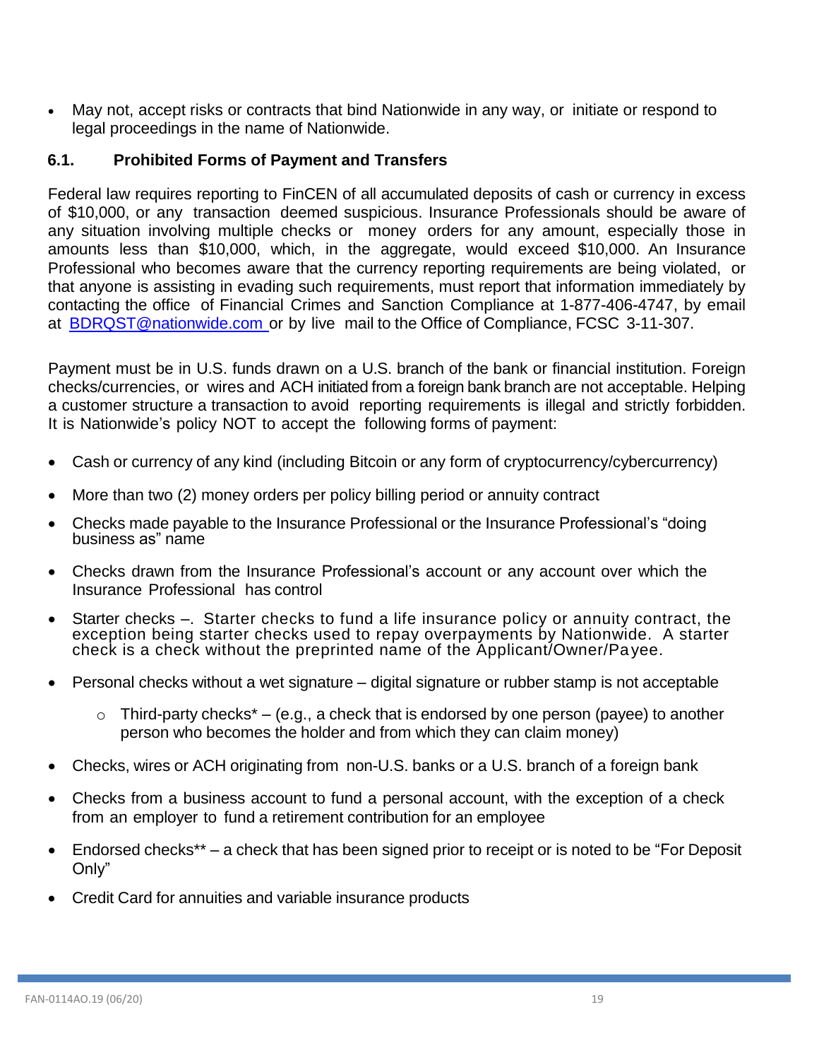- May not, accept risks or contracts that bind Nationwide in any way, or initiate or respond to legal proceedings in the name of Nationwide.

### 6.1. Prohibited Forms of Payment and Transfers

Federal law requires reporting to FinCEN of all accumulated deposits of cash or currency in excess of $10,000, or any transaction deemed suspicious. Insurance Professionals should be aware of any situation involving multiple checks or money orders for any amount, especially those in amounts less than $10,000, which, in the aggregate, would exceed $10,000. An Insurance Professional who becomes aware that the currency reporting requirements are being violated, or that anyone is assisting in evading such requirements, must report that information immediately by contacting the office of Financial Crimes and Sanction Compliance at 1-877-406-4747, by email at [BDRQST@nationwide.com](mailto:BDRQST@nationwide.com) or by live mail to the Office of Compliance, FCSC 3-11-307.

Payment must be in U.S. funds drawn on a U.S. branch of the bank or financial institution. Foreign checks/currencies, or wires and ACH initiated from a foreign bank branch are not acceptable. Helping a customer structure a transaction to avoid reporting requirements is illegal and strictly forbidden. It is Nationwide's policy NOT to accept the following forms of payment:

- Cash or currency of any kind (including Bitcoin or any form of cryptocurrency/cybercurrency)
- More than two (2) money orders per policy billing period or annuity contract
- Checks made payable to the Insurance Professional or the Insurance Professional's "doing business as" name
- Checks drawn from the Insurance Professional's account or any account over which the Insurance Professional has control
- Starter checks –. Starter checks to fund a life insurance policy or annuity contract, the exception being starter checks used to repay overpayments by Nationwide. A starter check is a check without the preprinted name of the Applicant/Owner/Payee.
- Personal checks without a wet signature – digital signature or rubber stamp is not acceptable
  - Third-party checks* – (e.g., a check that is endorsed by one person (payee) to another person who becomes the holder and from which they can claim money)
- Checks, wires or ACH originating from non-U.S. banks or a U.S. branch of a foreign bank
- Checks from a business account to fund a personal account, with the exception of a check from an employer to fund a retirement contribution for an employee
- Endorsed checks** – a check that has been signed prior to receipt or is noted to be "For Deposit Only"
- Credit Card for annuities and variable insurance products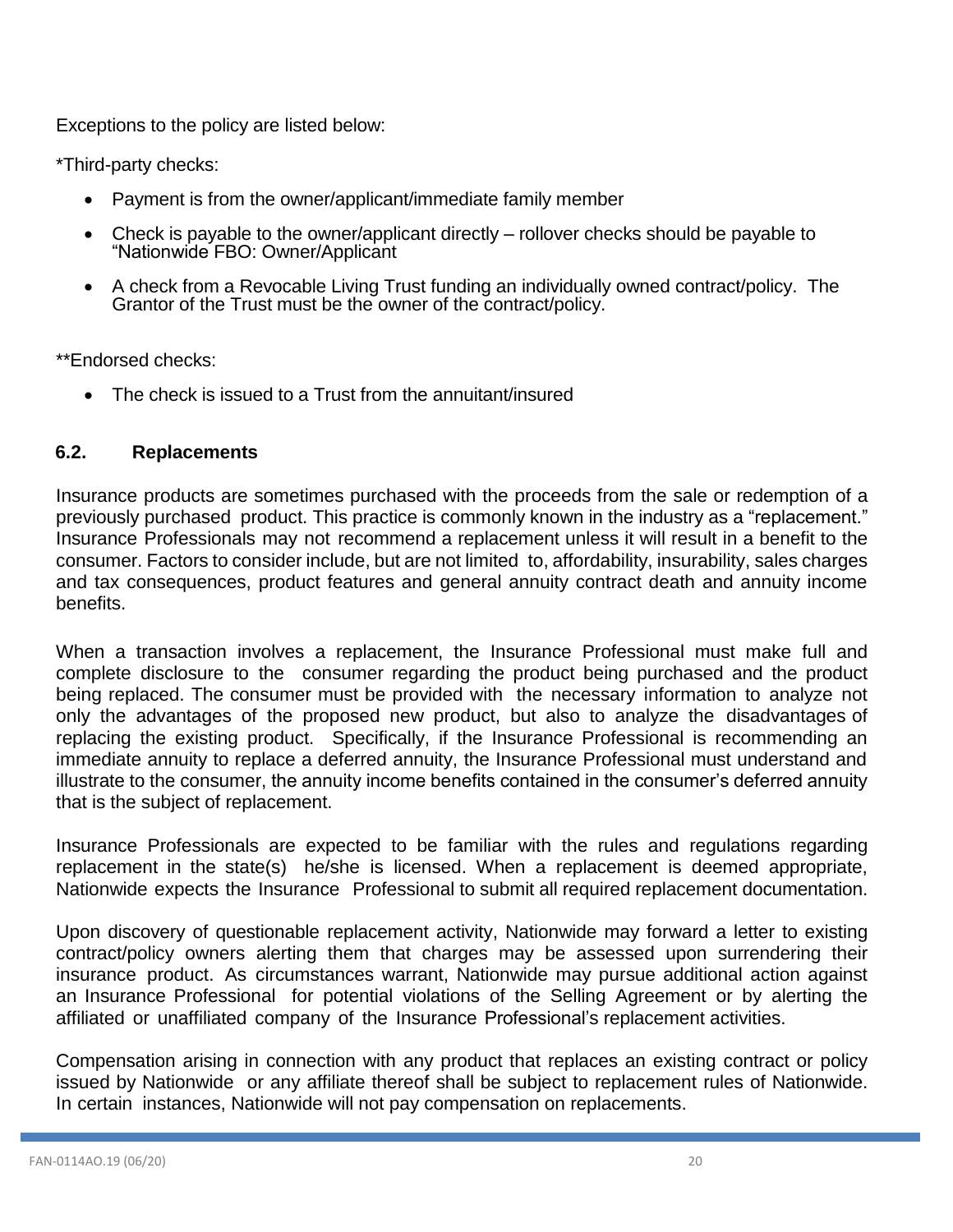Exceptions to the policy are listed below:

*Third-party checks:

- Payment is from the owner/applicant/immediate family member
- Check is payable to the owner/applicant directly – rollover checks should be payable to "Nationwide FBO: Owner/Applicant
- A check from a Revocable Living Trust funding an individually owned contract/policy. The Grantor of the Trust must be the owner of the contract/policy.

**Endorsed checks:

- The check is issued to a Trust from the annuitant/insured

### 6.2. Replacements

Insurance products are sometimes purchased with the proceeds from the sale or redemption of a previously purchased product. This practice is commonly known in the industry as a "replacement." Insurance Professionals may not recommend a replacement unless it will result in a benefit to the consumer. Factors to consider include, but are not limited to, affordability, insurability, sales charges and tax consequences, product features and general annuity contract death and annuity income benefits.

When a transaction involves a replacement, the Insurance Professional must make full and complete disclosure to the consumer regarding the product being purchased and the product being replaced. The consumer must be provided with the necessary information to analyze not only the advantages of the proposed new product, but also to analyze the disadvantages of replacing the existing product. Specifically, if the Insurance Professional is recommending an immediate annuity to replace a deferred annuity, the Insurance Professional must understand and illustrate to the consumer, the annuity income benefits contained in the consumer's deferred annuity that is the subject of replacement.

Insurance Professionals are expected to be familiar with the rules and regulations regarding replacement in the state(s) he/she is licensed. When a replacement is deemed appropriate, Nationwide expects the Insurance Professional to submit all required replacement documentation.

Upon discovery of questionable replacement activity, Nationwide may forward a letter to existing contract/policy owners alerting them that charges may be assessed upon surrendering their insurance product. As circumstances warrant, Nationwide may pursue additional action against an Insurance Professional for potential violations of the Selling Agreement or by alerting the affiliated or unaffiliated company of the Insurance Professional's replacement activities.

Compensation arising in connection with any product that replaces an existing contract or policy issued by Nationwide or any affiliate thereof shall be subject to replacement rules of Nationwide. In certain instances, Nationwide will not pay compensation on replacements.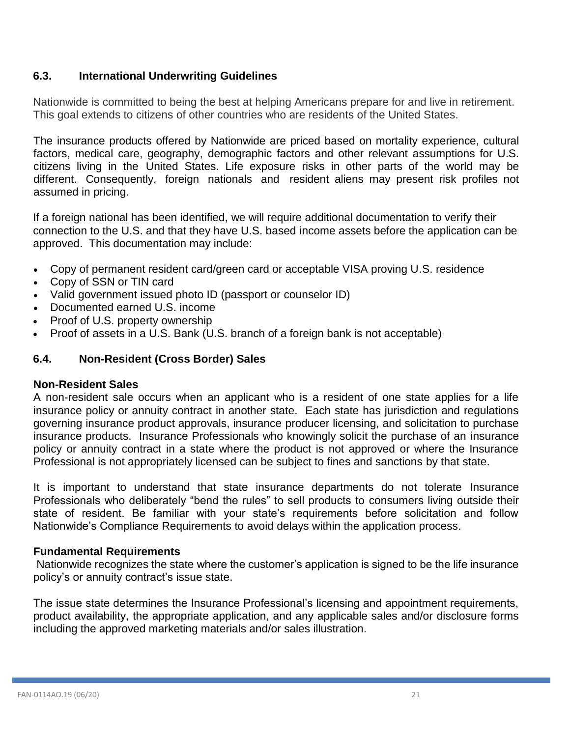## 6.3. International Underwriting Guidelines

Nationwide is committed to being the best at helping Americans prepare for and live in retirement. This goal extends to citizens of other countries who are residents of the United States.

The insurance products offered by Nationwide are priced based on mortality experience, cultural factors, medical care, geography, demographic factors and other relevant assumptions for U.S. citizens living in the United States. Life exposure risks in other parts of the world may be different. Consequently, foreign nationals and resident aliens may present risk profiles not assumed in pricing.

If a foreign national has been identified, we will require additional documentation to verify their connection to the U.S. and that they have U.S. based income assets before the application can be approved. This documentation may include:

- Copy of permanent resident card/green card or acceptable VISA proving U.S. residence
- Copy of SSN or TIN card
- Valid government issued photo ID (passport or counselor ID)
- Documented earned U.S. income
- Proof of U.S. property ownership
- Proof of assets in a U.S. Bank (U.S. branch of a foreign bank is not acceptable)

## 6.4. Non-Resident (Cross Border) Sales

**Non-Resident Sales**

A non-resident sale occurs when an applicant who is a resident of one state applies for a life insurance policy or annuity contract in another state. Each state has jurisdiction and regulations governing insurance product approvals, insurance producer licensing, and solicitation to purchase insurance products. Insurance Professionals who knowingly solicit the purchase of an insurance policy or annuity contract in a state where the product is not approved or where the Insurance Professional is not appropriately licensed can be subject to fines and sanctions by that state.

It is important to understand that state insurance departments do not tolerate Insurance Professionals who deliberately "bend the rules" to sell products to consumers living outside their state of resident. Be familiar with your state's requirements before solicitation and follow Nationwide's Compliance Requirements to avoid delays within the application process.

**Fundamental Requirements**

Nationwide recognizes the state where the customer's application is signed to be the life insurance policy's or annuity contract's issue state.

The issue state determines the Insurance Professional's licensing and appointment requirements, product availability, the appropriate application, and any applicable sales and/or disclosure forms including the approved marketing materials and/or sales illustration.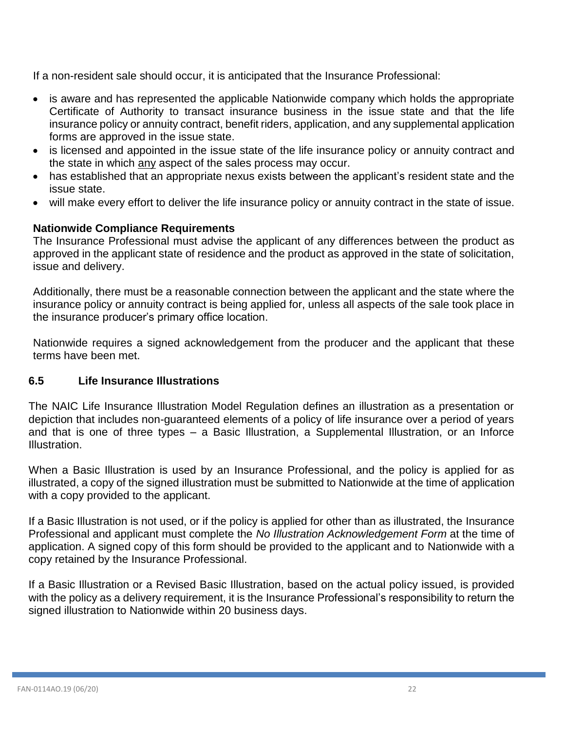If a non-resident sale should occur, it is anticipated that the Insurance Professional:

- is aware and has represented the applicable Nationwide company which holds the appropriate Certificate of Authority to transact insurance business in the issue state and that the life insurance policy or annuity contract, benefit riders, application, and any supplemental application forms are approved in the issue state.
- is licensed and appointed in the issue state of the life insurance policy or annuity contract and the state in which <u>any</u> aspect of the sales process may occur.
- has established that an appropriate nexus exists between the applicant's resident state and the issue state.
- will make every effort to deliver the life insurance policy or annuity contract in the state of issue.

**Nationwide Compliance Requirements**

The Insurance Professional must advise the applicant of any differences between the product as approved in the applicant state of residence and the product as approved in the state of solicitation, issue and delivery.

Additionally, there must be a reasonable connection between the applicant and the state where the insurance policy or annuity contract is being applied for, unless all aspects of the sale took place in the insurance producer's primary office location.

Nationwide requires a signed acknowledgement from the producer and the applicant that these terms have been met.

## 6.5 Life Insurance Illustrations

The NAIC Life Insurance Illustration Model Regulation defines an illustration as a presentation or depiction that includes non-guaranteed elements of a policy of life insurance over a period of years and that is one of three types – a Basic Illustration, a Supplemental Illustration, or an Inforce Illustration.

When a Basic Illustration is used by an Insurance Professional, and the policy is applied for as illustrated, a copy of the signed illustration must be submitted to Nationwide at the time of application with a copy provided to the applicant.

If a Basic Illustration is not used, or if the policy is applied for other than as illustrated, the Insurance Professional and applicant must complete the *No Illustration Acknowledgement Form* at the time of application. A signed copy of this form should be provided to the applicant and to Nationwide with a copy retained by the Insurance Professional.

If a Basic Illustration or a Revised Basic Illustration, based on the actual policy issued, is provided with the policy as a delivery requirement, it is the Insurance Professional's responsibility to return the signed illustration to Nationwide within 20 business days.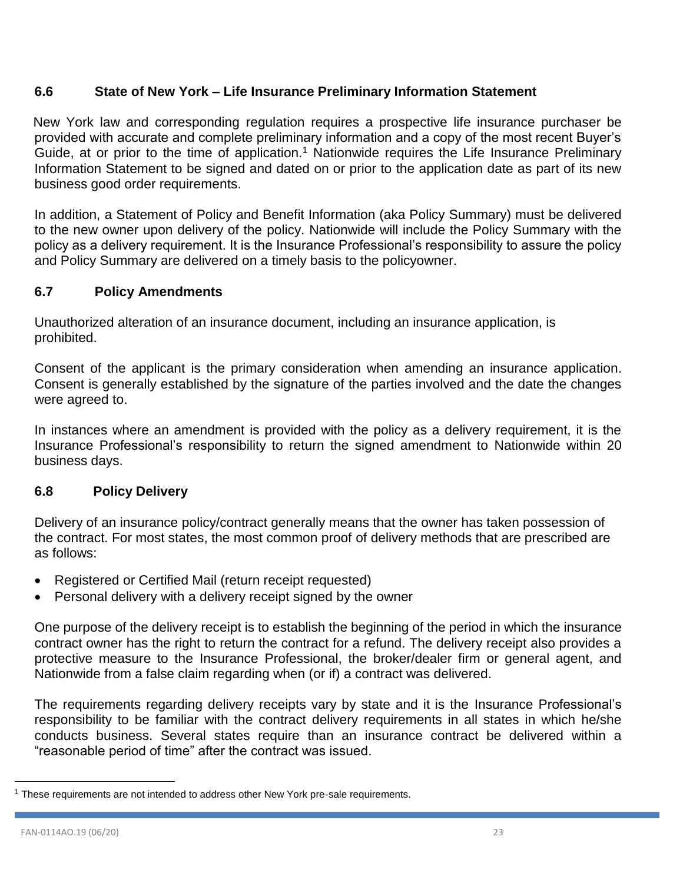### 6.6 State of New York – Life Insurance Preliminary Information Statement

New York law and corresponding regulation requires a prospective life insurance purchaser be provided with accurate and complete preliminary information and a copy of the most recent Buyer's Guide, at or prior to the time of application.[1] Nationwide requires the Life Insurance Preliminary Information Statement to be signed and dated on or prior to the application date as part of its new business good order requirements.

In addition, a Statement of Policy and Benefit Information (aka Policy Summary) must be delivered to the new owner upon delivery of the policy. Nationwide will include the Policy Summary with the policy as a delivery requirement. It is the Insurance Professional's responsibility to assure the policy and Policy Summary are delivered on a timely basis to the policyowner.

### 6.7 Policy Amendments

Unauthorized alteration of an insurance document, including an insurance application, is prohibited.

Consent of the applicant is the primary consideration when amending an insurance application. Consent is generally established by the signature of the parties involved and the date the changes were agreed to.

In instances where an amendment is provided with the policy as a delivery requirement, it is the Insurance Professional's responsibility to return the signed amendment to Nationwide within 20 business days.

### 6.8 Policy Delivery

Delivery of an insurance policy/contract generally means that the owner has taken possession of the contract. For most states, the most common proof of delivery methods that are prescribed are as follows:

- Registered or Certified Mail (return receipt requested)
- Personal delivery with a delivery receipt signed by the owner

One purpose of the delivery receipt is to establish the beginning of the period in which the insurance contract owner has the right to return the contract for a refund. The delivery receipt also provides a protective measure to the Insurance Professional, the broker/dealer firm or general agent, and Nationwide from a false claim regarding when (or if) a contract was delivered.

The requirements regarding delivery receipts vary by state and it is the Insurance Professional's responsibility to be familiar with the contract delivery requirements in all states in which he/she conducts business. Several states require than an insurance contract be delivered within a "reasonable period of time" after the contract was issued.

---

[1] These requirements are not intended to address other New York pre-sale requirements.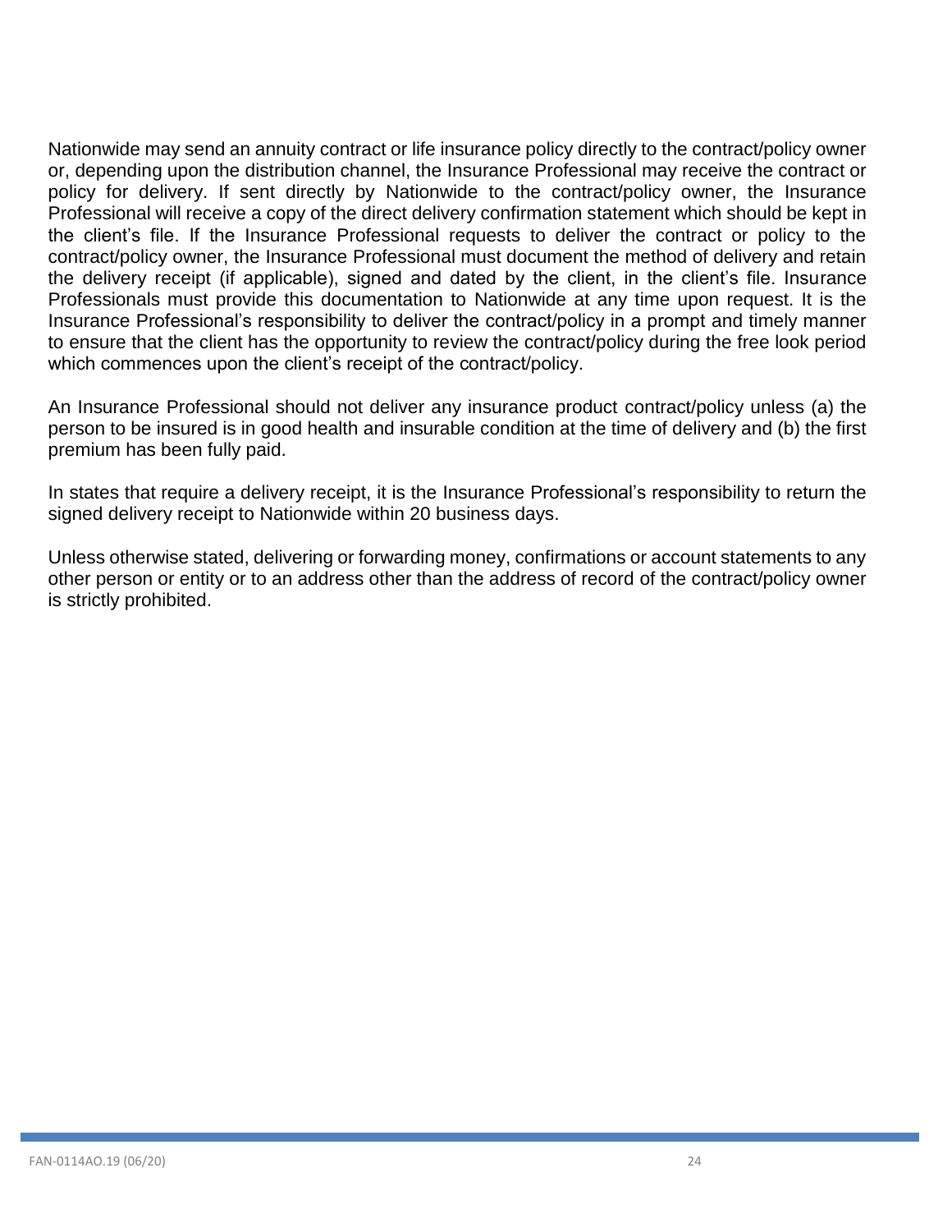Nationwide may send an annuity contract or life insurance policy directly to the contract/policy owner or, depending upon the distribution channel, the Insurance Professional may receive the contract or policy for delivery. If sent directly by Nationwide to the contract/policy owner, the Insurance Professional will receive a copy of the direct delivery confirmation statement which should be kept in the client's file. If the Insurance Professional requests to deliver the contract or policy to the contract/policy owner, the Insurance Professional must document the method of delivery and retain the delivery receipt (if applicable), signed and dated by the client, in the client's file. Insurance Professionals must provide this documentation to Nationwide at any time upon request. It is the Insurance Professional's responsibility to deliver the contract/policy in a prompt and timely manner to ensure that the client has the opportunity to review the contract/policy during the free look period which commences upon the client's receipt of the contract/policy.

An Insurance Professional should not deliver any insurance product contract/policy unless (a) the person to be insured is in good health and insurable condition at the time of delivery and (b) the first premium has been fully paid.

In states that require a delivery receipt, it is the Insurance Professional's responsibility to return the signed delivery receipt to Nationwide within 20 business days.

Unless otherwise stated, delivering or forwarding money, confirmations or account statements to any other person or entity or to an address other than the address of record of the contract/policy owner is strictly prohibited.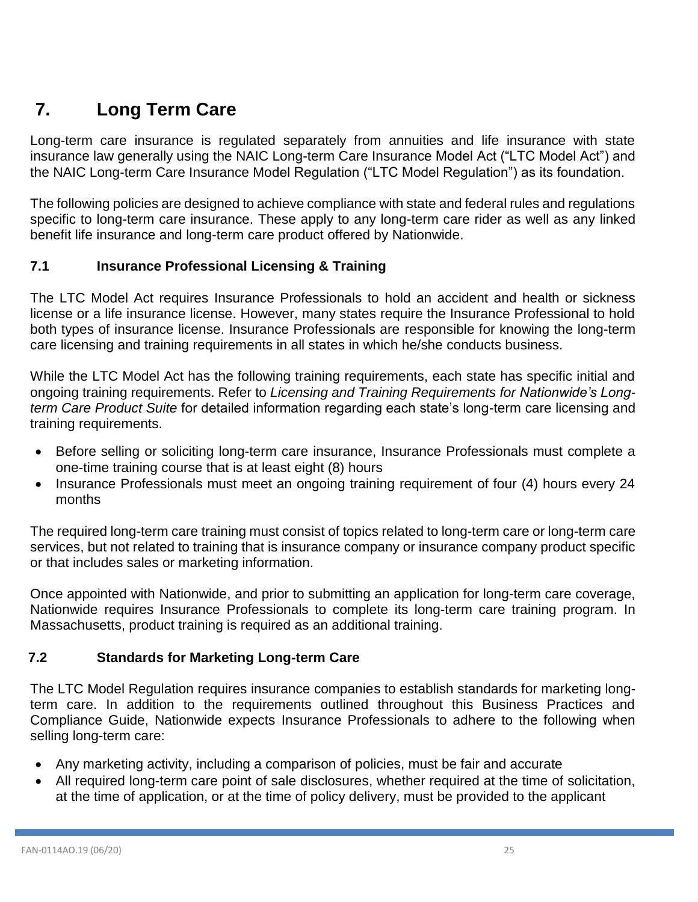# 7. Long Term Care

Long-term care insurance is regulated separately from annuities and life insurance with state insurance law generally using the NAIC Long-term Care Insurance Model Act ("LTC Model Act") and the NAIC Long-term Care Insurance Model Regulation ("LTC Model Regulation") as its foundation.

The following policies are designed to achieve compliance with state and federal rules and regulations specific to long-term care insurance. These apply to any long-term care rider as well as any linked benefit life insurance and long-term care product offered by Nationwide.

## 7.1 Insurance Professional Licensing & Training

The LTC Model Act requires Insurance Professionals to hold an accident and health or sickness license or a life insurance license. However, many states require the Insurance Professional to hold both types of insurance license. Insurance Professionals are responsible for knowing the long-term care licensing and training requirements in all states in which he/she conducts business.

While the LTC Model Act has the following training requirements, each state has specific initial and ongoing training requirements. Refer to *Licensing and Training Requirements for Nationwide's Long-term Care Product Suite* for detailed information regarding each state's long-term care licensing and training requirements.

- Before selling or soliciting long-term care insurance, Insurance Professionals must complete a one-time training course that is at least eight (8) hours
- Insurance Professionals must meet an ongoing training requirement of four (4) hours every 24 months

The required long-term care training must consist of topics related to long-term care or long-term care services, but not related to training that is insurance company or insurance company product specific or that includes sales or marketing information.

Once appointed with Nationwide, and prior to submitting an application for long-term care coverage, Nationwide requires Insurance Professionals to complete its long-term care training program. In Massachusetts, product training is required as an additional training.

## 7.2 Standards for Marketing Long-term Care

The LTC Model Regulation requires insurance companies to establish standards for marketing long-term care. In addition to the requirements outlined throughout this Business Practices and Compliance Guide, Nationwide expects Insurance Professionals to adhere to the following when selling long-term care:

- Any marketing activity, including a comparison of policies, must be fair and accurate
- All required long-term care point of sale disclosures, whether required at the time of solicitation, at the time of application, or at the time of policy delivery, must be provided to the applicant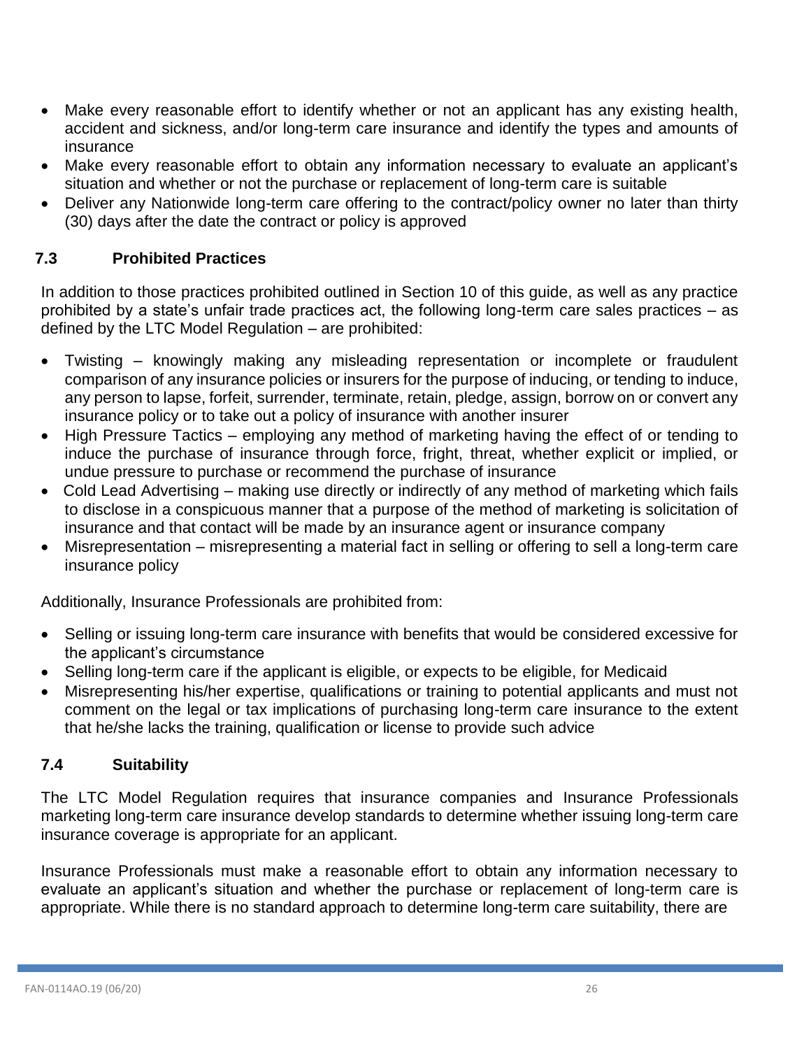- Make every reasonable effort to identify whether or not an applicant has any existing health, accident and sickness, and/or long-term care insurance and identify the types and amounts of insurance
- Make every reasonable effort to obtain any information necessary to evaluate an applicant's situation and whether or not the purchase or replacement of long-term care is suitable
- Deliver any Nationwide long-term care offering to the contract/policy owner no later than thirty (30) days after the date the contract or policy is approved

## 7.3 Prohibited Practices

In addition to those practices prohibited outlined in Section 10 of this guide, as well as any practice prohibited by a state's unfair trade practices act, the following long-term care sales practices – as defined by the LTC Model Regulation – are prohibited:

- Twisting – knowingly making any misleading representation or incomplete or fraudulent comparison of any insurance policies or insurers for the purpose of inducing, or tending to induce, any person to lapse, forfeit, surrender, terminate, retain, pledge, assign, borrow on or convert any insurance policy or to take out a policy of insurance with another insurer
- High Pressure Tactics – employing any method of marketing having the effect of or tending to induce the purchase of insurance through force, fright, threat, whether explicit or implied, or undue pressure to purchase or recommend the purchase of insurance
- Cold Lead Advertising – making use directly or indirectly of any method of marketing which fails to disclose in a conspicuous manner that a purpose of the method of marketing is solicitation of insurance and that contact will be made by an insurance agent or insurance company
- Misrepresentation – misrepresenting a material fact in selling or offering to sell a long-term care insurance policy

Additionally, Insurance Professionals are prohibited from:

- Selling or issuing long-term care insurance with benefits that would be considered excessive for the applicant's circumstance
- Selling long-term care if the applicant is eligible, or expects to be eligible, for Medicaid
- Misrepresenting his/her expertise, qualifications or training to potential applicants and must not comment on the legal or tax implications of purchasing long-term care insurance to the extent that he/she lacks the training, qualification or license to provide such advice

## 7.4 Suitability

The LTC Model Regulation requires that insurance companies and Insurance Professionals marketing long-term care insurance develop standards to determine whether issuing long-term care insurance coverage is appropriate for an applicant.

Insurance Professionals must make a reasonable effort to obtain any information necessary to evaluate an applicant's situation and whether the purchase or replacement of long-term care is appropriate. While there is no standard approach to determine long-term care suitability, there are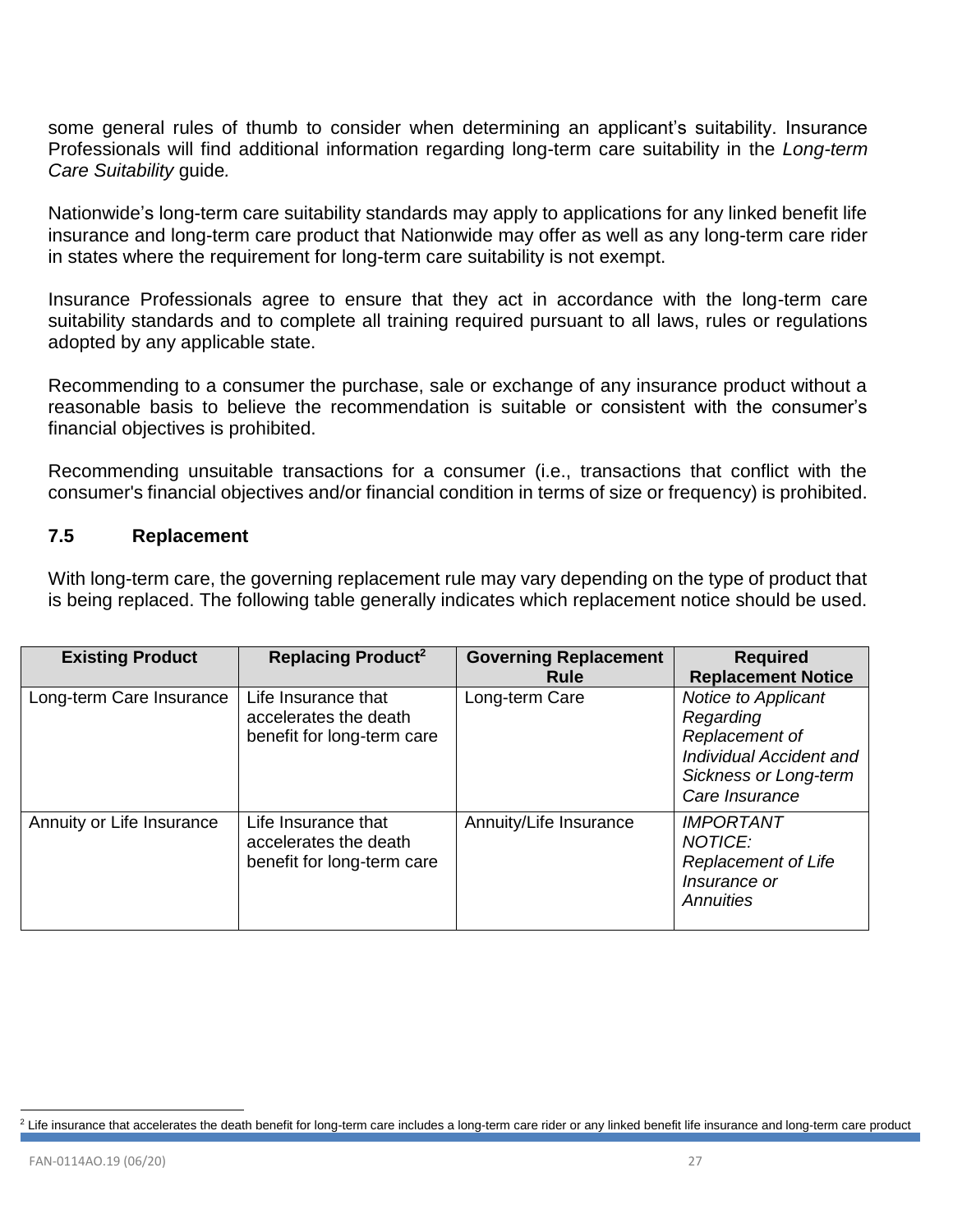some general rules of thumb to consider when determining an applicant's suitability. Insurance Professionals will find additional information regarding long-term care suitability in the *Long-term Care Suitability* guide*.*

Nationwide's long-term care suitability standards may apply to applications for any linked benefit life insurance and long-term care product that Nationwide may offer as well as any long-term care rider in states where the requirement for long-term care suitability is not exempt.

Insurance Professionals agree to ensure that they act in accordance with the long-term care suitability standards and to complete all training required pursuant to all laws, rules or regulations adopted by any applicable state.

Recommending to a consumer the purchase, sale or exchange of any insurance product without a reasonable basis to believe the recommendation is suitable or consistent with the consumer's financial objectives is prohibited.

Recommending unsuitable transactions for a consumer (i.e., transactions that conflict with the consumer's financial objectives and/or financial condition in terms of size or frequency) is prohibited.

### 7.5 Replacement

With long-term care, the governing replacement rule may vary depending on the type of product that is being replaced. The following table generally indicates which replacement notice should be used.

| Existing Product | Replacing Product[2] | Governing Replacement Rule | Required Replacement Notice |
|---|---|---|---|
| Long-term Care Insurance | Life Insurance that accelerates the death benefit for long-term care | Long-term Care | *Notice to Applicant Regarding Replacement of Individual Accident and Sickness or Long-term Care Insurance* |
| Annuity or Life Insurance | Life Insurance that accelerates the death benefit for long-term care | Annuity/Life Insurance | *IMPORTANT NOTICE: Replacement of Life Insurance or Annuities* |

[2] Life insurance that accelerates the death benefit for long-term care includes a long-term care rider or any linked benefit life insurance and long-term care product

FAN-0114AO.19 (06/20)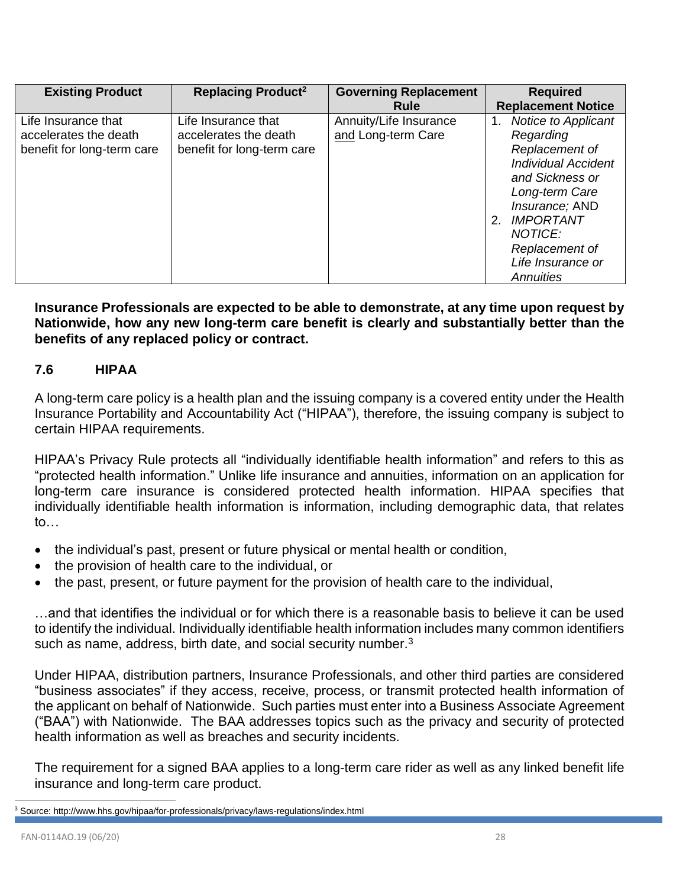| Existing Product | Replacing Product[2] | Governing Replacement Rule | Required Replacement Notice |
|---|---|---|---|
| Life Insurance that accelerates the death benefit for long-term care | Life Insurance that accelerates the death benefit for long-term care | Annuity/Life Insurance and Long-term Care | 1. *Notice to Applicant Regarding Replacement of Individual Accident and Sickness or Long-term Care Insurance;* AND 2. *IMPORTANT NOTICE: Replacement of Life Insurance or Annuities* |

**Insurance Professionals are expected to be able to demonstrate, at any time upon request by Nationwide, how any new long-term care benefit is clearly and substantially better than the benefits of any replaced policy or contract.**

### 7.6 HIPAA

A long-term care policy is a health plan and the issuing company is a covered entity under the Health Insurance Portability and Accountability Act ("HIPAA"), therefore, the issuing company is subject to certain HIPAA requirements.

HIPAA's Privacy Rule protects all "individually identifiable health information" and refers to this as "protected health information." Unlike life insurance and annuities, information on an application for long-term care insurance is considered protected health information. HIPAA specifies that individually identifiable health information is information, including demographic data, that relates to…

- the individual's past, present or future physical or mental health or condition,
- the provision of health care to the individual, or
- the past, present, or future payment for the provision of health care to the individual,

…and that identifies the individual or for which there is a reasonable basis to believe it can be used to identify the individual. Individually identifiable health information includes many common identifiers such as name, address, birth date, and social security number.[3]

Under HIPAA, distribution partners, Insurance Professionals, and other third parties are considered "business associates" if they access, receive, process, or transmit protected health information of the applicant on behalf of Nationwide. Such parties must enter into a Business Associate Agreement ("BAA") with Nationwide. The BAA addresses topics such as the privacy and security of protected health information as well as breaches and security incidents.

The requirement for a signed BAA applies to a long-term care rider as well as any linked benefit life insurance and long-term care product.

[3] Source: http://www.hhs.gov/hipaa/for-professionals/privacy/laws-regulations/index.html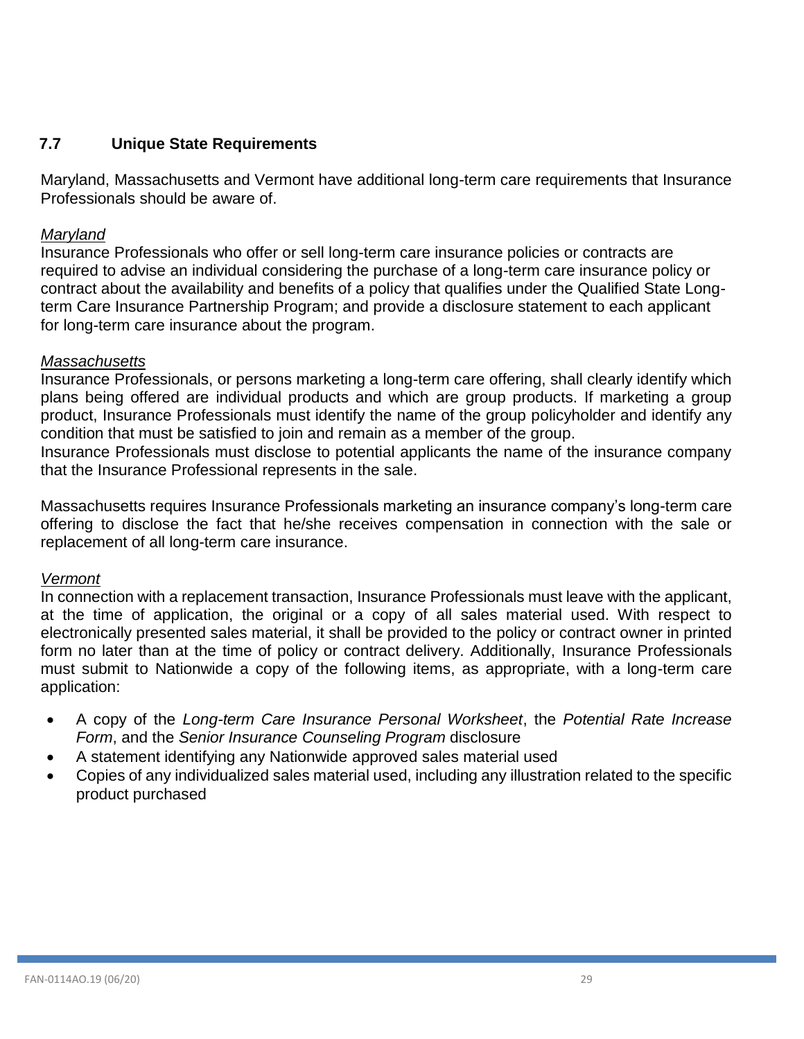## 7.7 Unique State Requirements

Maryland, Massachusetts and Vermont have additional long-term care requirements that Insurance Professionals should be aware of.

*Maryland*

Insurance Professionals who offer or sell long-term care insurance policies or contracts are required to advise an individual considering the purchase of a long-term care insurance policy or contract about the availability and benefits of a policy that qualifies under the Qualified State Long-term Care Insurance Partnership Program; and provide a disclosure statement to each applicant for long-term care insurance about the program.

*Massachusetts*

Insurance Professionals, or persons marketing a long-term care offering, shall clearly identify which plans being offered are individual products and which are group products. If marketing a group product, Insurance Professionals must identify the name of the group policyholder and identify any condition that must be satisfied to join and remain as a member of the group.

Insurance Professionals must disclose to potential applicants the name of the insurance company that the Insurance Professional represents in the sale.

Massachusetts requires Insurance Professionals marketing an insurance company's long-term care offering to disclose the fact that he/she receives compensation in connection with the sale or replacement of all long-term care insurance.

*Vermont*

In connection with a replacement transaction, Insurance Professionals must leave with the applicant, at the time of application, the original or a copy of all sales material used. With respect to electronically presented sales material, it shall be provided to the policy or contract owner in printed form no later than at the time of policy or contract delivery. Additionally, Insurance Professionals must submit to Nationwide a copy of the following items, as appropriate, with a long-term care application:

- A copy of the *Long-term Care Insurance Personal Worksheet*, the *Potential Rate Increase Form*, and the *Senior Insurance Counseling Program* disclosure
- A statement identifying any Nationwide approved sales material used
- Copies of any individualized sales material used, including any illustration related to the specific product purchased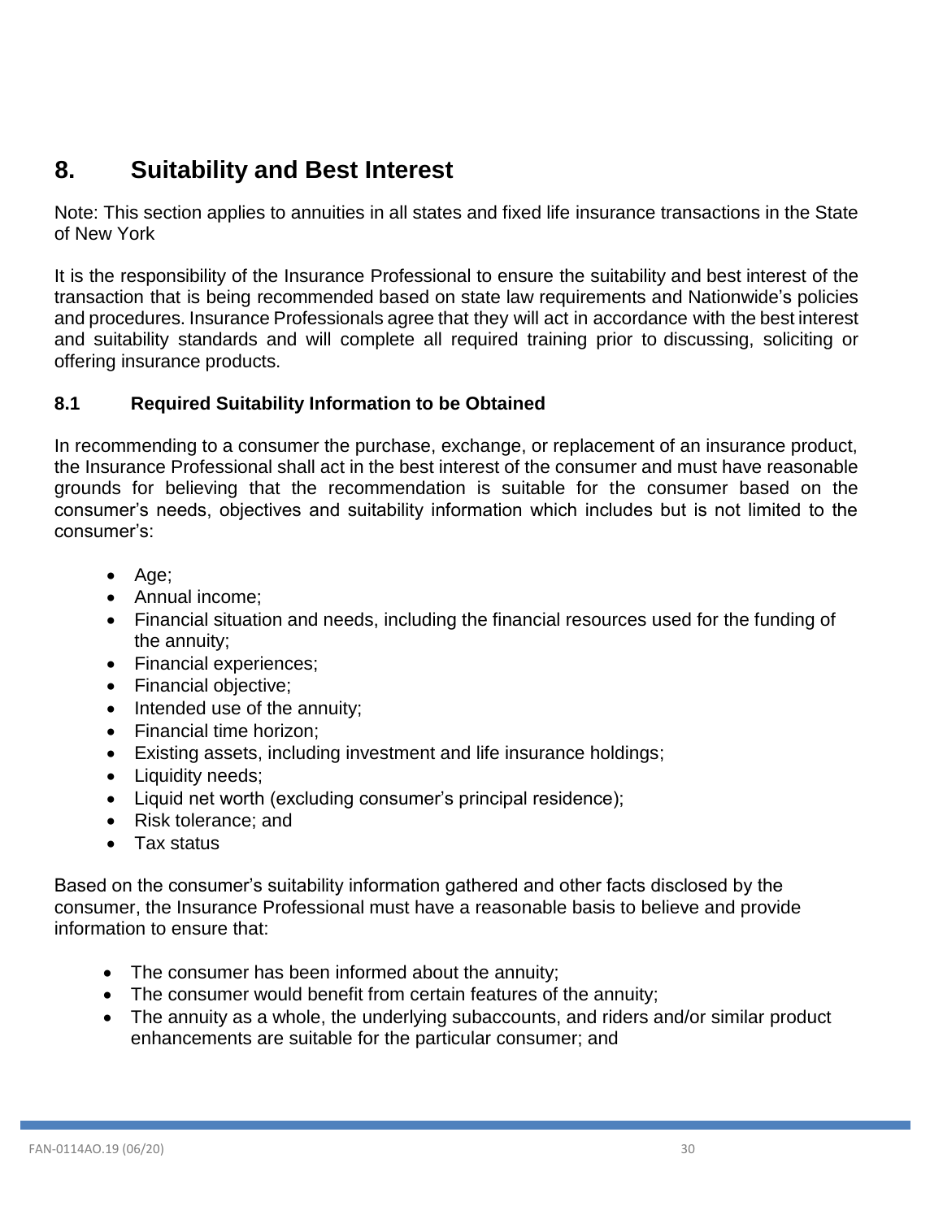## 8. Suitability and Best Interest

Note: This section applies to annuities in all states and fixed life insurance transactions in the State of New York

It is the responsibility of the Insurance Professional to ensure the suitability and best interest of the transaction that is being recommended based on state law requirements and Nationwide's policies and procedures. Insurance Professionals agree that they will act in accordance with the best interest and suitability standards and will complete all required training prior to discussing, soliciting or offering insurance products.

### 8.1 Required Suitability Information to be Obtained

In recommending to a consumer the purchase, exchange, or replacement of an insurance product, the Insurance Professional shall act in the best interest of the consumer and must have reasonable grounds for believing that the recommendation is suitable for the consumer based on the consumer's needs, objectives and suitability information which includes but is not limited to the consumer's:

- Age;
- Annual income;
- Financial situation and needs, including the financial resources used for the funding of the annuity;
- Financial experiences;
- Financial objective;
- Intended use of the annuity;
- Financial time horizon;
- Existing assets, including investment and life insurance holdings;
- Liquidity needs;
- Liquid net worth (excluding consumer's principal residence);
- Risk tolerance; and
- Tax status

Based on the consumer's suitability information gathered and other facts disclosed by the consumer, the Insurance Professional must have a reasonable basis to believe and provide information to ensure that:

- The consumer has been informed about the annuity;
- The consumer would benefit from certain features of the annuity;
- The annuity as a whole, the underlying subaccounts, and riders and/or similar product enhancements are suitable for the particular consumer; and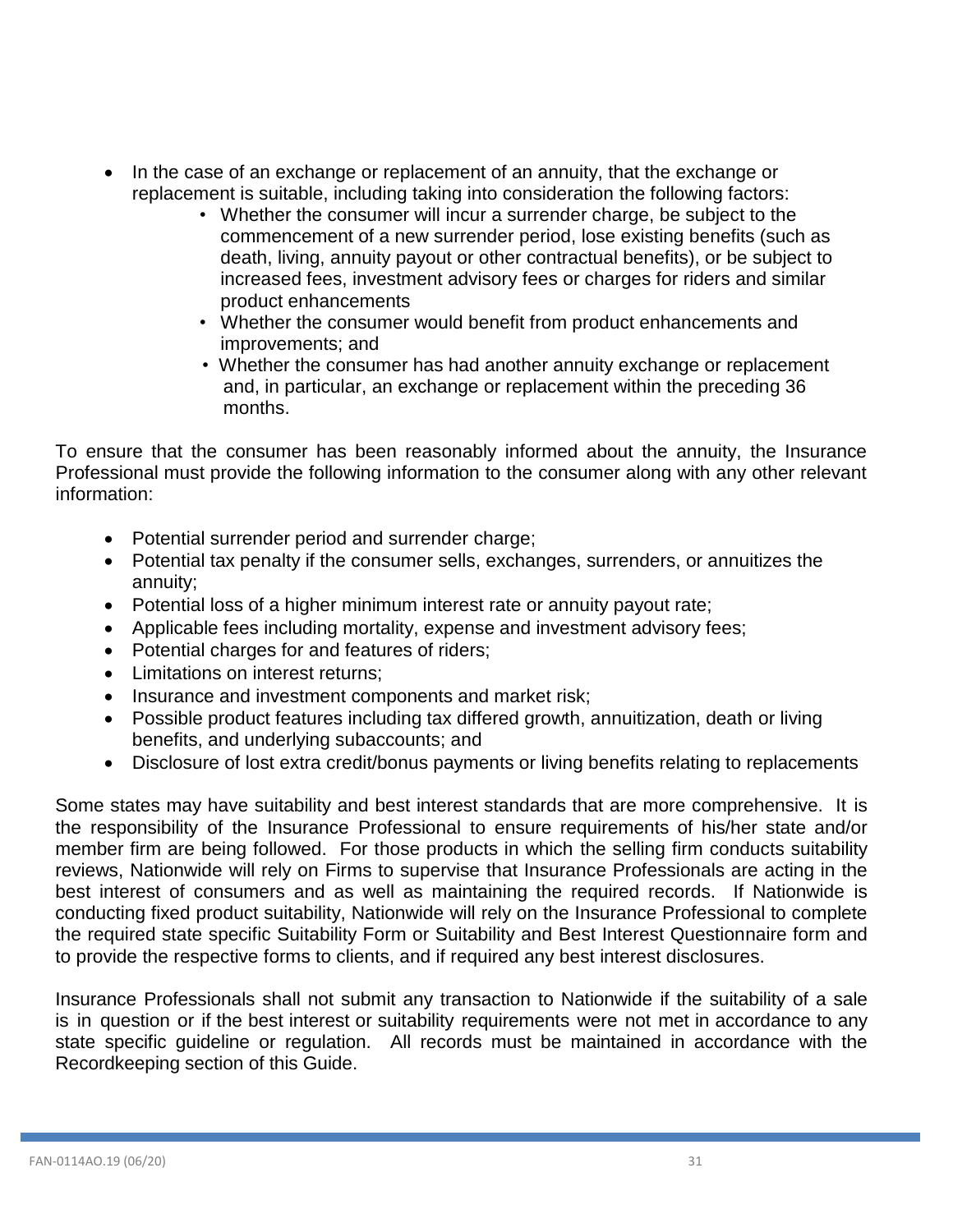- In the case of an exchange or replacement of an annuity, that the exchange or replacement is suitable, including taking into consideration the following factors:
    - Whether the consumer will incur a surrender charge, be subject to the commencement of a new surrender period, lose existing benefits (such as death, living, annuity payout or other contractual benefits), or be subject to increased fees, investment advisory fees or charges for riders and similar product enhancements
    - Whether the consumer would benefit from product enhancements and improvements; and
    - Whether the consumer has had another annuity exchange or replacement and, in particular, an exchange or replacement within the preceding 36 months.

To ensure that the consumer has been reasonably informed about the annuity, the Insurance Professional must provide the following information to the consumer along with any other relevant information:

- Potential surrender period and surrender charge;
- Potential tax penalty if the consumer sells, exchanges, surrenders, or annuitizes the annuity;
- Potential loss of a higher minimum interest rate or annuity payout rate;
- Applicable fees including mortality, expense and investment advisory fees;
- Potential charges for and features of riders;
- Limitations on interest returns;
- Insurance and investment components and market risk;
- Possible product features including tax differed growth, annuitization, death or living benefits, and underlying subaccounts; and
- Disclosure of lost extra credit/bonus payments or living benefits relating to replacements

Some states may have suitability and best interest standards that are more comprehensive. It is the responsibility of the Insurance Professional to ensure requirements of his/her state and/or member firm are being followed. For those products in which the selling firm conducts suitability reviews, Nationwide will rely on Firms to supervise that Insurance Professionals are acting in the best interest of consumers and as well as maintaining the required records. If Nationwide is conducting fixed product suitability, Nationwide will rely on the Insurance Professional to complete the required state specific Suitability Form or Suitability and Best Interest Questionnaire form and to provide the respective forms to clients, and if required any best interest disclosures.

Insurance Professionals shall not submit any transaction to Nationwide if the suitability of a sale is in question or if the best interest or suitability requirements were not met in accordance to any state specific guideline or regulation. All records must be maintained in accordance with the Recordkeeping section of this Guide.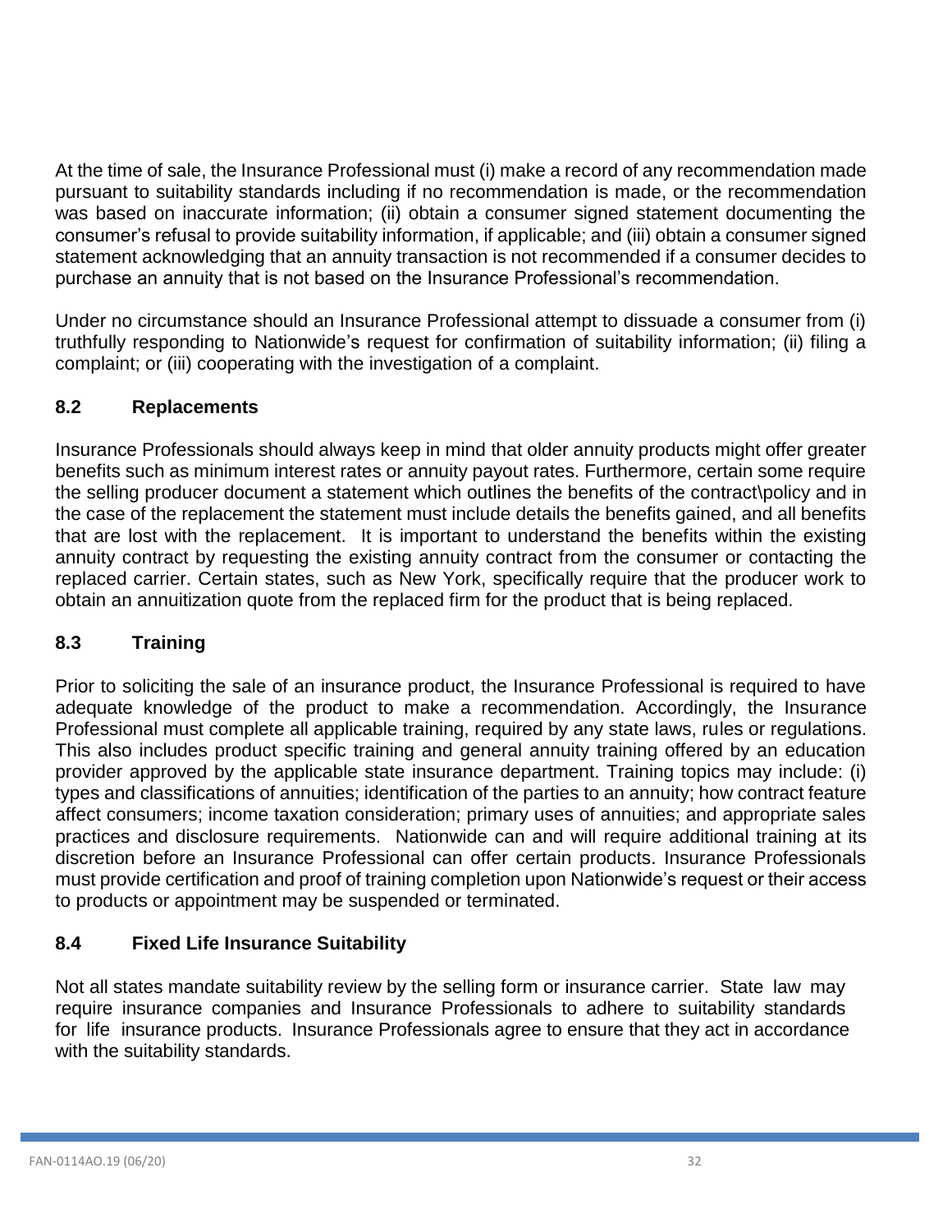At the time of sale, the Insurance Professional must (i) make a record of any recommendation made pursuant to suitability standards including if no recommendation is made, or the recommendation was based on inaccurate information; (ii) obtain a consumer signed statement documenting the consumer's refusal to provide suitability information, if applicable; and (iii) obtain a consumer signed statement acknowledging that an annuity transaction is not recommended if a consumer decides to purchase an annuity that is not based on the Insurance Professional's recommendation.

Under no circumstance should an Insurance Professional attempt to dissuade a consumer from (i) truthfully responding to Nationwide's request for confirmation of suitability information; (ii) filing a complaint; or (iii) cooperating with the investigation of a complaint.

## 8.2 Replacements

Insurance Professionals should always keep in mind that older annuity products might offer greater benefits such as minimum interest rates or annuity payout rates. Furthermore, certain some require the selling producer document a statement which outlines the benefits of the contract\policy and in the case of the replacement the statement must include details the benefits gained, and all benefits that are lost with the replacement. It is important to understand the benefits within the existing annuity contract by requesting the existing annuity contract from the consumer or contacting the replaced carrier. Certain states, such as New York, specifically require that the producer work to obtain an annuitization quote from the replaced firm for the product that is being replaced.

## 8.3 Training

Prior to soliciting the sale of an insurance product, the Insurance Professional is required to have adequate knowledge of the product to make a recommendation. Accordingly, the Insurance Professional must complete all applicable training, required by any state laws, rules or regulations. This also includes product specific training and general annuity training offered by an education provider approved by the applicable state insurance department. Training topics may include: (i) types and classifications of annuities; identification of the parties to an annuity; how contract feature affect consumers; income taxation consideration; primary uses of annuities; and appropriate sales practices and disclosure requirements. Nationwide can and will require additional training at its discretion before an Insurance Professional can offer certain products. Insurance Professionals must provide certification and proof of training completion upon Nationwide's request or their access to products or appointment may be suspended or terminated.

## 8.4 Fixed Life Insurance Suitability

Not all states mandate suitability review by the selling form or insurance carrier. State law may require insurance companies and Insurance Professionals to adhere to suitability standards for life insurance products. Insurance Professionals agree to ensure that they act in accordance with the suitability standards.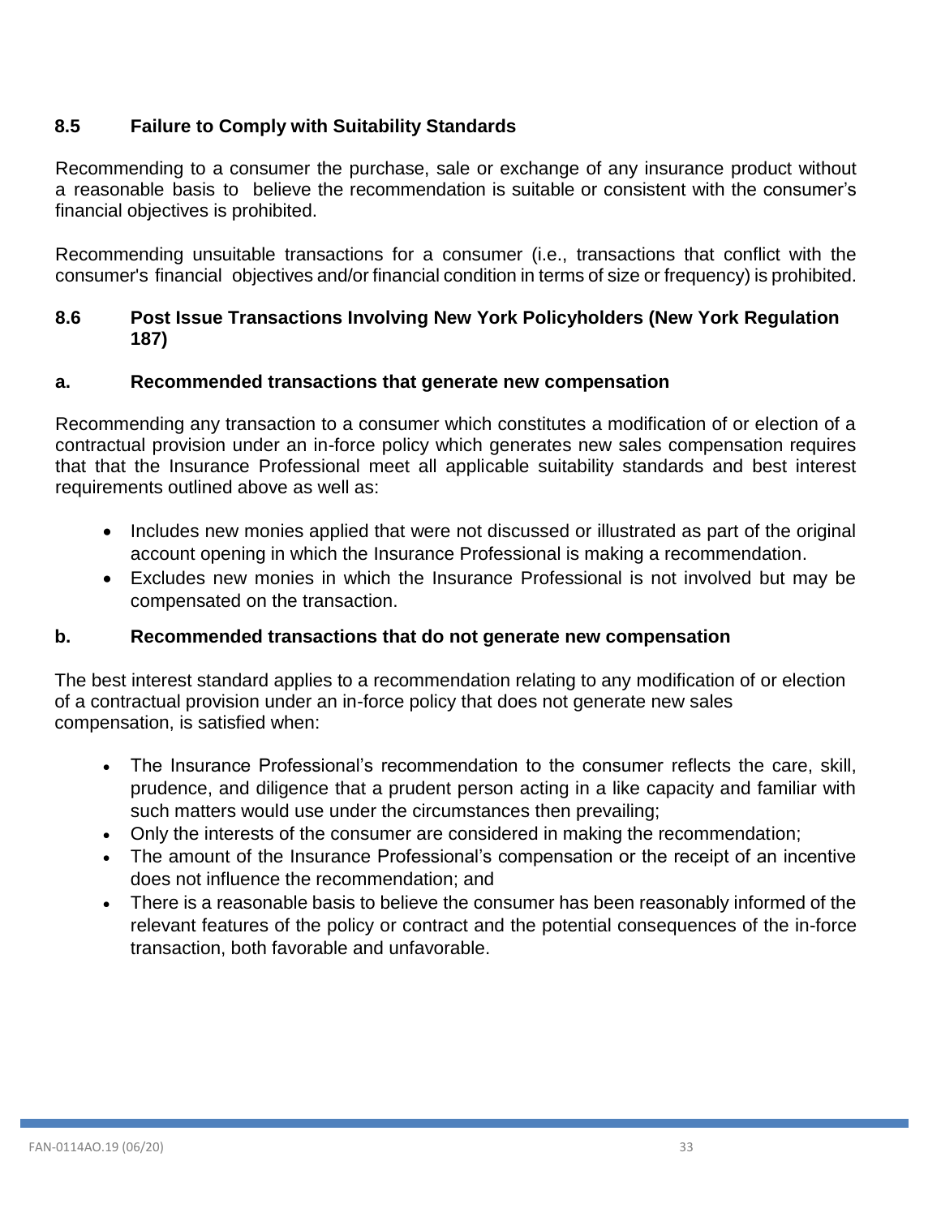### 8.5 Failure to Comply with Suitability Standards

Recommending to a consumer the purchase, sale or exchange of any insurance product without a reasonable basis to believe the recommendation is suitable or consistent with the consumer's financial objectives is prohibited.

Recommending unsuitable transactions for a consumer (i.e., transactions that conflict with the consumer's financial objectives and/or financial condition in terms of size or frequency) is prohibited.

### 8.6 Post Issue Transactions Involving New York Policyholders (New York Regulation 187)

#### a. Recommended transactions that generate new compensation

Recommending any transaction to a consumer which constitutes a modification of or election of a contractual provision under an in-force policy which generates new sales compensation requires that that the Insurance Professional meet all applicable suitability standards and best interest requirements outlined above as well as:

- Includes new monies applied that were not discussed or illustrated as part of the original account opening in which the Insurance Professional is making a recommendation.
- Excludes new monies in which the Insurance Professional is not involved but may be compensated on the transaction.

#### b. Recommended transactions that do not generate new compensation

The best interest standard applies to a recommendation relating to any modification of or election of a contractual provision under an in-force policy that does not generate new sales compensation, is satisfied when:

- The Insurance Professional's recommendation to the consumer reflects the care, skill, prudence, and diligence that a prudent person acting in a like capacity and familiar with such matters would use under the circumstances then prevailing;
- Only the interests of the consumer are considered in making the recommendation;
- The amount of the Insurance Professional's compensation or the receipt of an incentive does not influence the recommendation; and
- There is a reasonable basis to believe the consumer has been reasonably informed of the relevant features of the policy or contract and the potential consequences of the in-force transaction, both favorable and unfavorable.

FAN-0114AO.19 (06/20)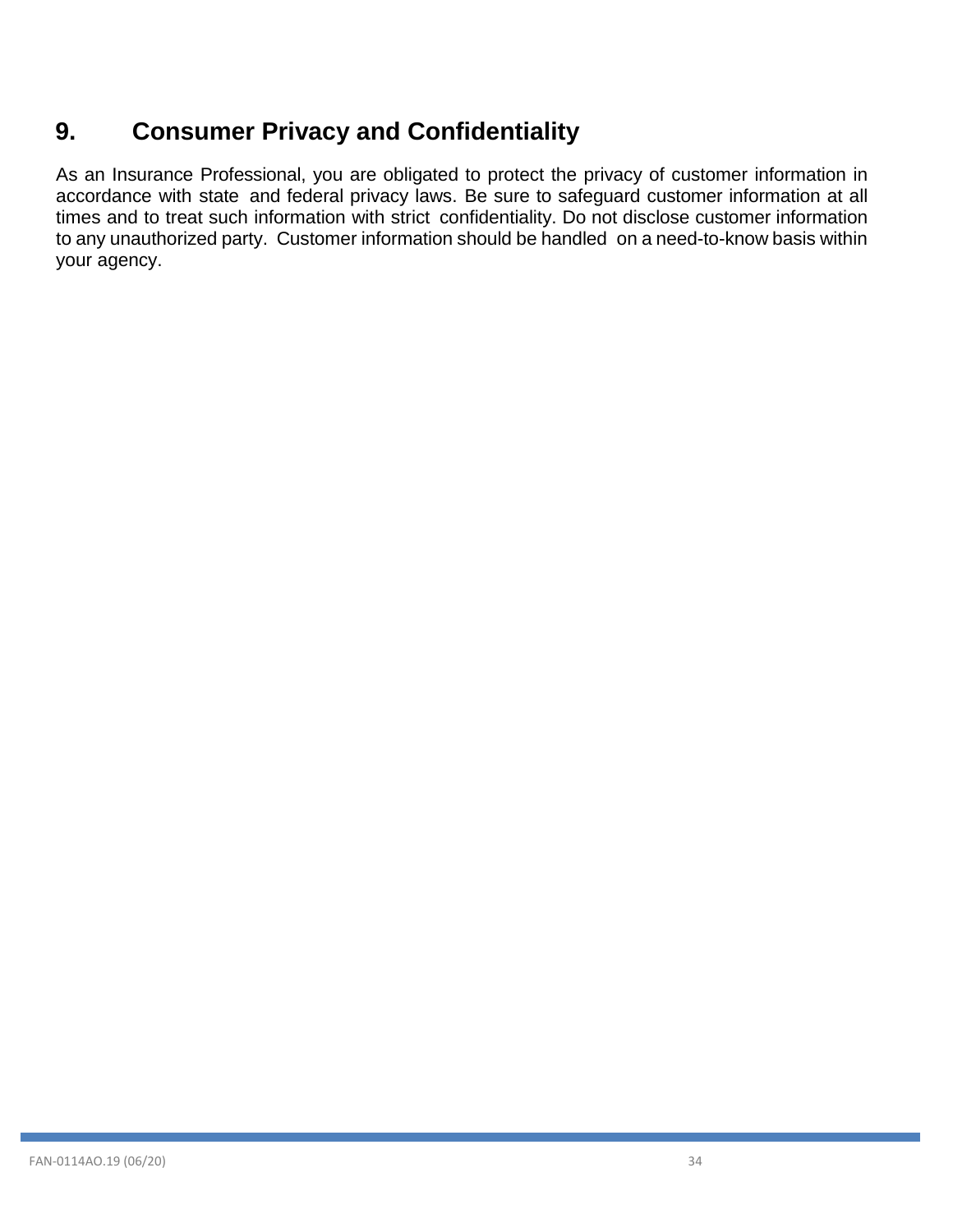## 9. Consumer Privacy and Confidentiality

As an Insurance Professional, you are obligated to protect the privacy of customer information in accordance with state and federal privacy laws. Be sure to safeguard customer information at all times and to treat such information with strict confidentiality. Do not disclose customer information to any unauthorized party. Customer information should be handled on a need-to-know basis within your agency.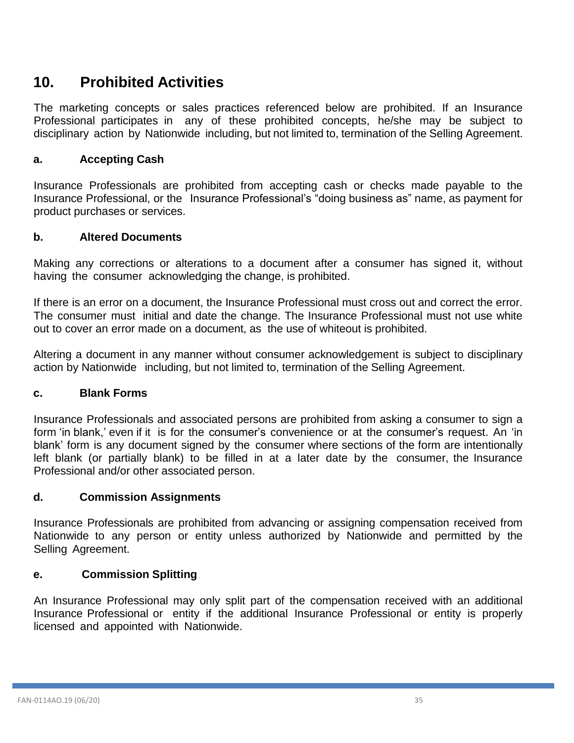## 10. Prohibited Activities

The marketing concepts or sales practices referenced below are prohibited. If an Insurance Professional participates in any of these prohibited concepts, he/she may be subject to disciplinary action by Nationwide including, but not limited to, termination of the Selling Agreement.

### a. Accepting Cash

Insurance Professionals are prohibited from accepting cash or checks made payable to the Insurance Professional, or the Insurance Professional's "doing business as" name, as payment for product purchases or services.

### b. Altered Documents

Making any corrections or alterations to a document after a consumer has signed it, without having the consumer acknowledging the change, is prohibited.

If there is an error on a document, the Insurance Professional must cross out and correct the error. The consumer must initial and date the change. The Insurance Professional must not use white out to cover an error made on a document, as the use of whiteout is prohibited.

Altering a document in any manner without consumer acknowledgement is subject to disciplinary action by Nationwide including, but not limited to, termination of the Selling Agreement.

### c. Blank Forms

Insurance Professionals and associated persons are prohibited from asking a consumer to sign a form 'in blank,' even if it is for the consumer's convenience or at the consumer's request. An 'in blank' form is any document signed by the consumer where sections of the form are intentionally left blank (or partially blank) to be filled in at a later date by the consumer, the Insurance Professional and/or other associated person.

### d. Commission Assignments

Insurance Professionals are prohibited from advancing or assigning compensation received from Nationwide to any person or entity unless authorized by Nationwide and permitted by the Selling Agreement.

### e. Commission Splitting

An Insurance Professional may only split part of the compensation received with an additional Insurance Professional or entity if the additional Insurance Professional or entity is properly licensed and appointed with Nationwide.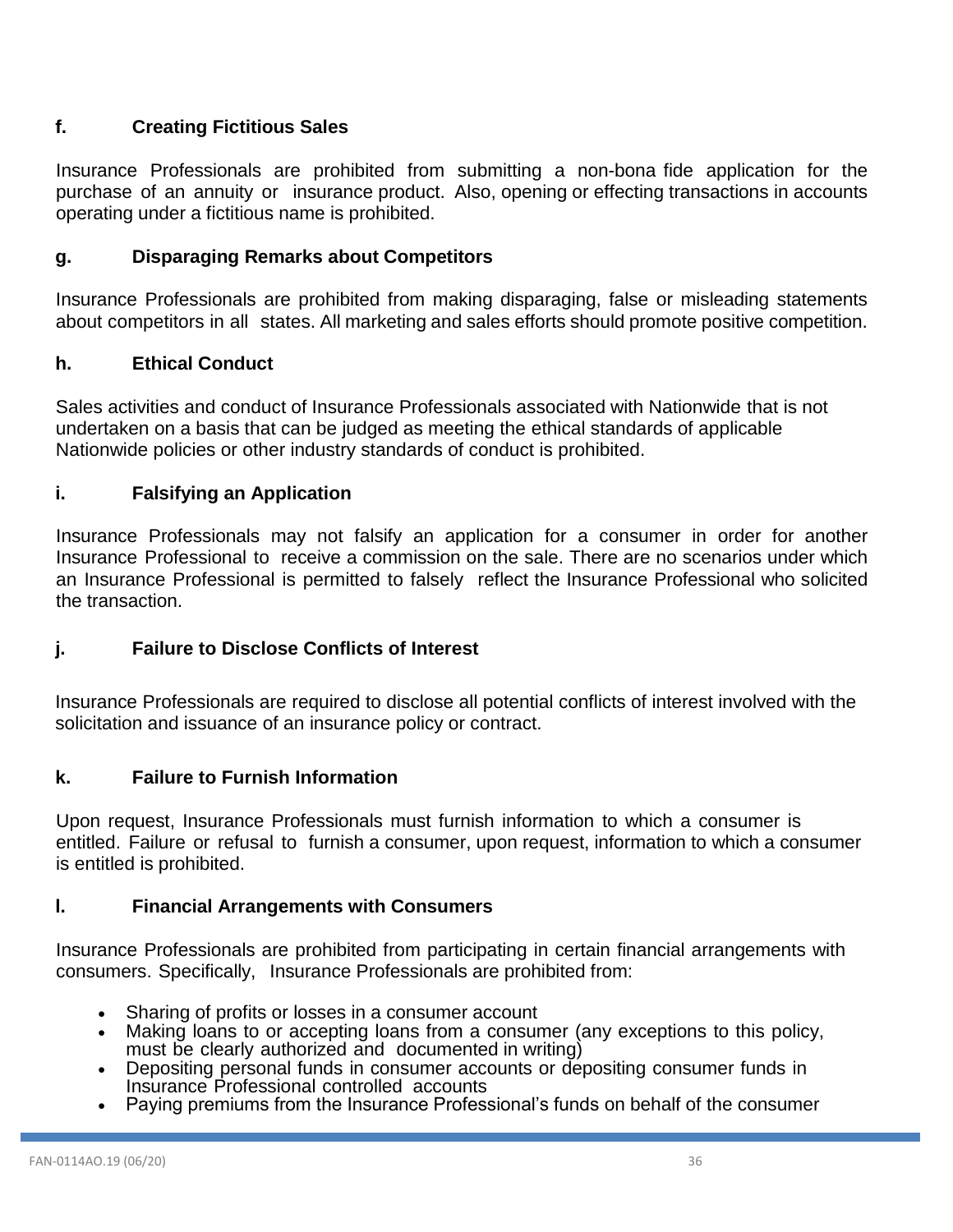### f. Creating Fictitious Sales

Insurance Professionals are prohibited from submitting a non-bona fide application for the purchase of an annuity or insurance product. Also, opening or effecting transactions in accounts operating under a fictitious name is prohibited.

### g. Disparaging Remarks about Competitors

Insurance Professionals are prohibited from making disparaging, false or misleading statements about competitors in all states. All marketing and sales efforts should promote positive competition.

### h. Ethical Conduct

Sales activities and conduct of Insurance Professionals associated with Nationwide that is not undertaken on a basis that can be judged as meeting the ethical standards of applicable Nationwide policies or other industry standards of conduct is prohibited.

### i. Falsifying an Application

Insurance Professionals may not falsify an application for a consumer in order for another Insurance Professional to receive a commission on the sale. There are no scenarios under which an Insurance Professional is permitted to falsely reflect the Insurance Professional who solicited the transaction.

### j. Failure to Disclose Conflicts of Interest

Insurance Professionals are required to disclose all potential conflicts of interest involved with the solicitation and issuance of an insurance policy or contract.

### k. Failure to Furnish Information

Upon request, Insurance Professionals must furnish information to which a consumer is entitled. Failure or refusal to furnish a consumer, upon request, information to which a consumer is entitled is prohibited.

### l. Financial Arrangements with Consumers

Insurance Professionals are prohibited from participating in certain financial arrangements with consumers. Specifically, Insurance Professionals are prohibited from:

- Sharing of profits or losses in a consumer account
- Making loans to or accepting loans from a consumer (any exceptions to this policy, must be clearly authorized and documented in writing)
- Depositing personal funds in consumer accounts or depositing consumer funds in Insurance Professional controlled accounts
- Paying premiums from the Insurance Professional's funds on behalf of the consumer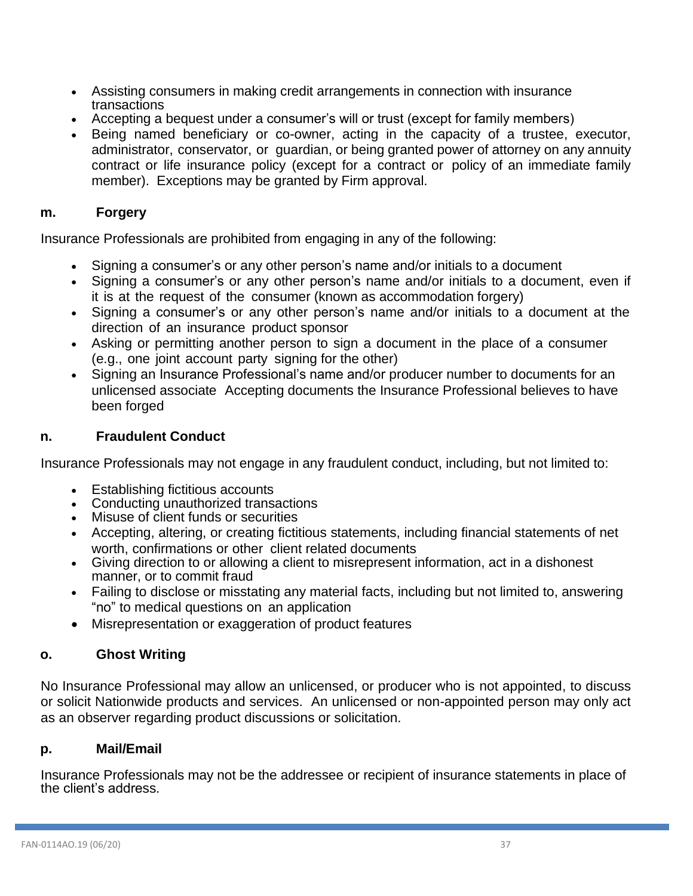- Assisting consumers in making credit arrangements in connection with insurance transactions
- Accepting a bequest under a consumer's will or trust (except for family members)
- Being named beneficiary or co-owner, acting in the capacity of a trustee, executor, administrator, conservator, or guardian, or being granted power of attorney on any annuity contract or life insurance policy (except for a contract or policy of an immediate family member). Exceptions may be granted by Firm approval.

### m. Forgery

Insurance Professionals are prohibited from engaging in any of the following:

- Signing a consumer's or any other person's name and/or initials to a document
- Signing a consumer's or any other person's name and/or initials to a document, even if it is at the request of the consumer (known as accommodation forgery)
- Signing a consumer's or any other person's name and/or initials to a document at the direction of an insurance product sponsor
- Asking or permitting another person to sign a document in the place of a consumer (e.g., one joint account party signing for the other)
- Signing an Insurance Professional's name and/or producer number to documents for an unlicensed associate Accepting documents the Insurance Professional believes to have been forged

### n. Fraudulent Conduct

Insurance Professionals may not engage in any fraudulent conduct, including, but not limited to:

- Establishing fictitious accounts
- Conducting unauthorized transactions
- Misuse of client funds or securities
- Accepting, altering, or creating fictitious statements, including financial statements of net worth, confirmations or other client related documents
- Giving direction to or allowing a client to misrepresent information, act in a dishonest manner, or to commit fraud
- Failing to disclose or misstating any material facts, including but not limited to, answering "no" to medical questions on an application
- Misrepresentation or exaggeration of product features

### o. Ghost Writing

No Insurance Professional may allow an unlicensed, or producer who is not appointed, to discuss or solicit Nationwide products and services. An unlicensed or non-appointed person may only act as an observer regarding product discussions or solicitation.

### p. Mail/Email

Insurance Professionals may not be the addressee or recipient of insurance statements in place of the client's address.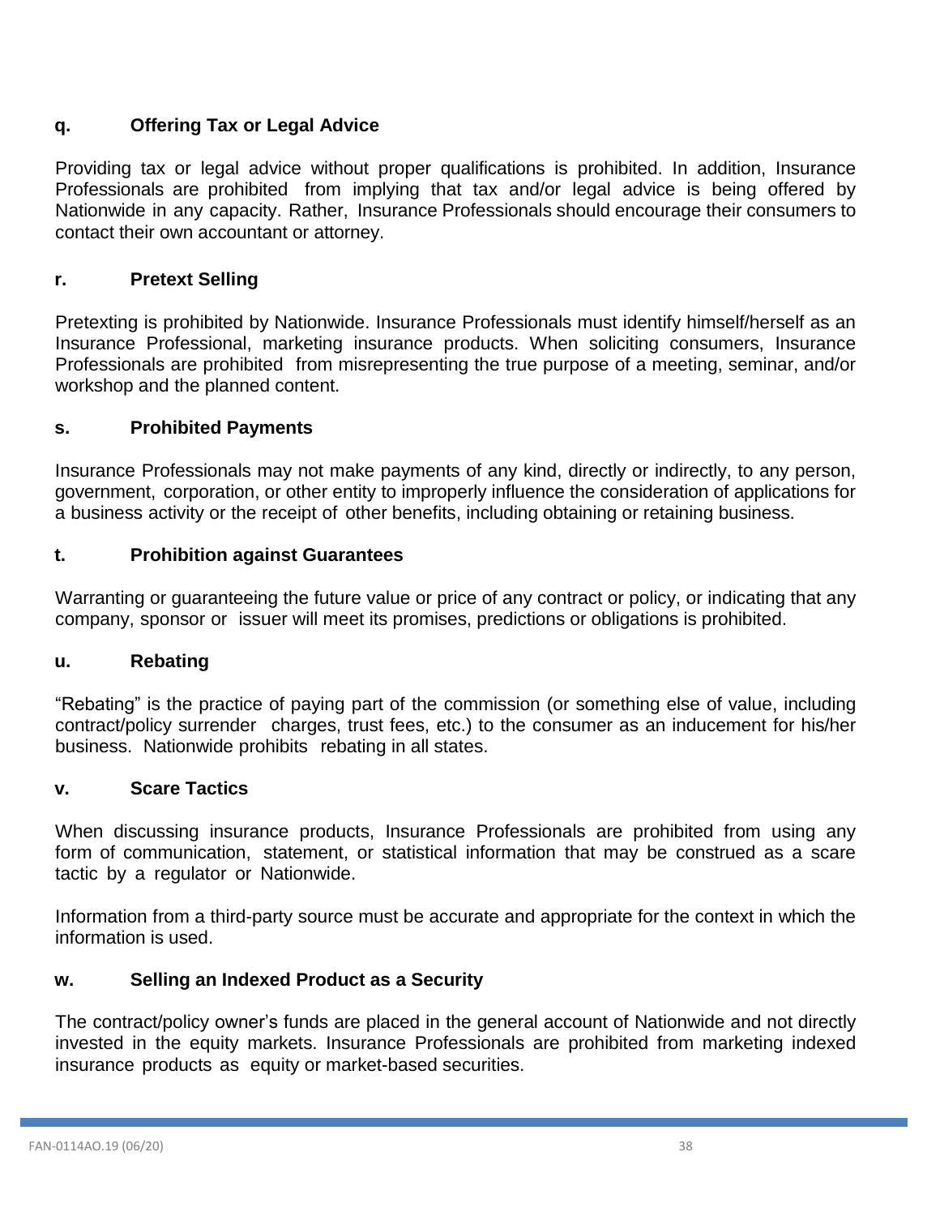### q. Offering Tax or Legal Advice

Providing tax or legal advice without proper qualifications is prohibited. In addition, Insurance Professionals are prohibited from implying that tax and/or legal advice is being offered by Nationwide in any capacity. Rather, Insurance Professionals should encourage their consumers to contact their own accountant or attorney.

### r. Pretext Selling

Pretexting is prohibited by Nationwide. Insurance Professionals must identify himself/herself as an Insurance Professional, marketing insurance products. When soliciting consumers, Insurance Professionals are prohibited from misrepresenting the true purpose of a meeting, seminar, and/or workshop and the planned content.

### s. Prohibited Payments

Insurance Professionals may not make payments of any kind, directly or indirectly, to any person, government, corporation, or other entity to improperly influence the consideration of applications for a business activity or the receipt of other benefits, including obtaining or retaining business.

### t. Prohibition against Guarantees

Warranting or guaranteeing the future value or price of any contract or policy, or indicating that any company, sponsor or issuer will meet its promises, predictions or obligations is prohibited.

### u. Rebating

"Rebating" is the practice of paying part of the commission (or something else of value, including contract/policy surrender charges, trust fees, etc.) to the consumer as an inducement for his/her business. Nationwide prohibits rebating in all states.

### v. Scare Tactics

When discussing insurance products, Insurance Professionals are prohibited from using any form of communication, statement, or statistical information that may be construed as a scare tactic by a regulator or Nationwide.

Information from a third-party source must be accurate and appropriate for the context in which the information is used.

### w. Selling an Indexed Product as a Security

The contract/policy owner's funds are placed in the general account of Nationwide and not directly invested in the equity markets. Insurance Professionals are prohibited from marketing indexed insurance products as equity or market-based securities.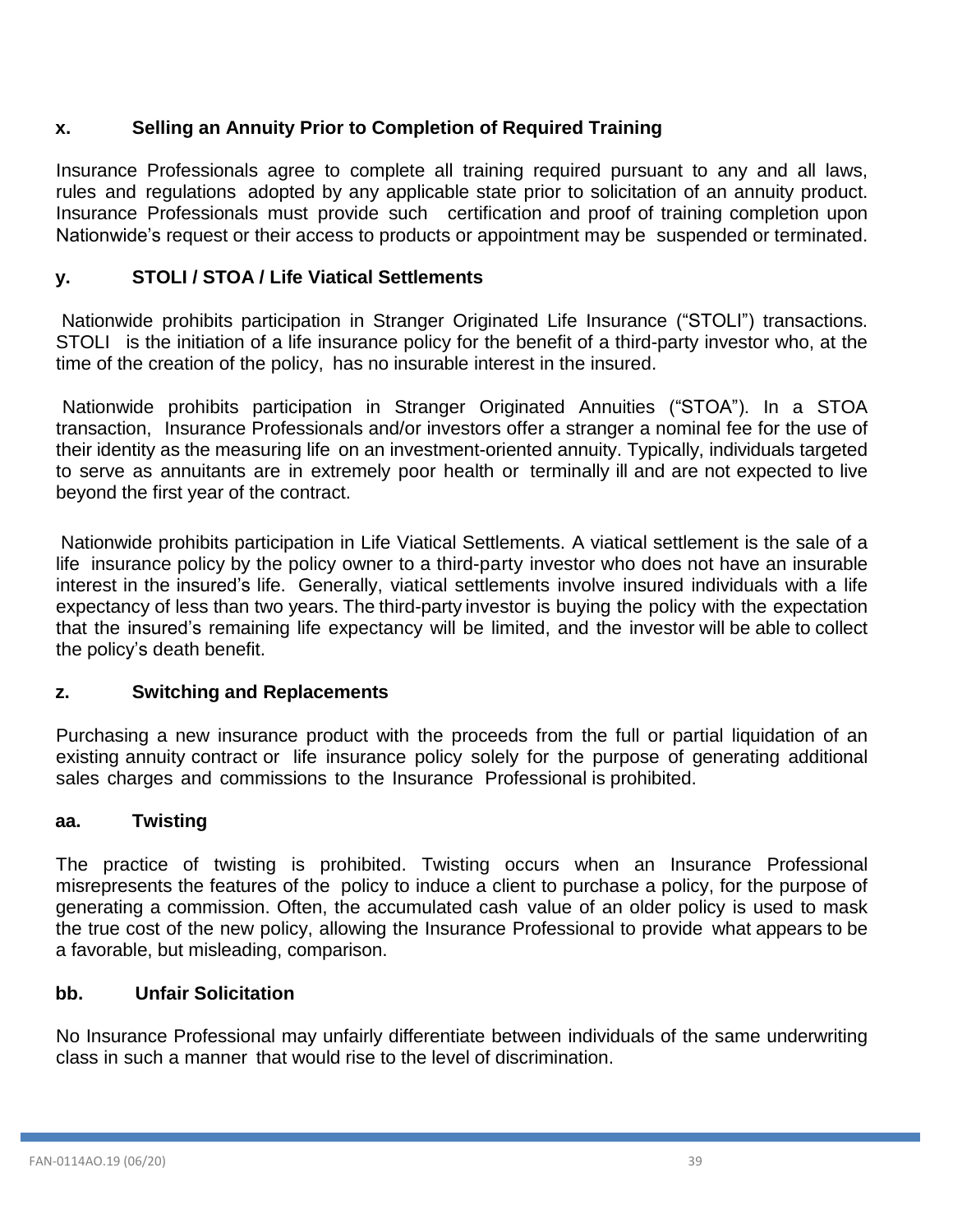### x. Selling an Annuity Prior to Completion of Required Training

Insurance Professionals agree to complete all training required pursuant to any and all laws, rules and regulations adopted by any applicable state prior to solicitation of an annuity product. Insurance Professionals must provide such certification and proof of training completion upon Nationwide's request or their access to products or appointment may be suspended or terminated.

### y. STOLI / STOA / Life Viatical Settlements

Nationwide prohibits participation in Stranger Originated Life Insurance ("STOLI") transactions. STOLI is the initiation of a life insurance policy for the benefit of a third-party investor who, at the time of the creation of the policy, has no insurable interest in the insured.

Nationwide prohibits participation in Stranger Originated Annuities ("STOA"). In a STOA transaction, Insurance Professionals and/or investors offer a stranger a nominal fee for the use of their identity as the measuring life on an investment-oriented annuity. Typically, individuals targeted to serve as annuitants are in extremely poor health or terminally ill and are not expected to live beyond the first year of the contract.

Nationwide prohibits participation in Life Viatical Settlements. A viatical settlement is the sale of a life insurance policy by the policy owner to a third-party investor who does not have an insurable interest in the insured's life. Generally, viatical settlements involve insured individuals with a life expectancy of less than two years. The third-party investor is buying the policy with the expectation that the insured's remaining life expectancy will be limited, and the investor will be able to collect the policy's death benefit.

### z. Switching and Replacements

Purchasing a new insurance product with the proceeds from the full or partial liquidation of an existing annuity contract or life insurance policy solely for the purpose of generating additional sales charges and commissions to the Insurance Professional is prohibited.

### aa. Twisting

The practice of twisting is prohibited. Twisting occurs when an Insurance Professional misrepresents the features of the policy to induce a client to purchase a policy, for the purpose of generating a commission. Often, the accumulated cash value of an older policy is used to mask the true cost of the new policy, allowing the Insurance Professional to provide what appears to be a favorable, but misleading, comparison.

### bb. Unfair Solicitation

No Insurance Professional may unfairly differentiate between individuals of the same underwriting class in such a manner that would rise to the level of discrimination.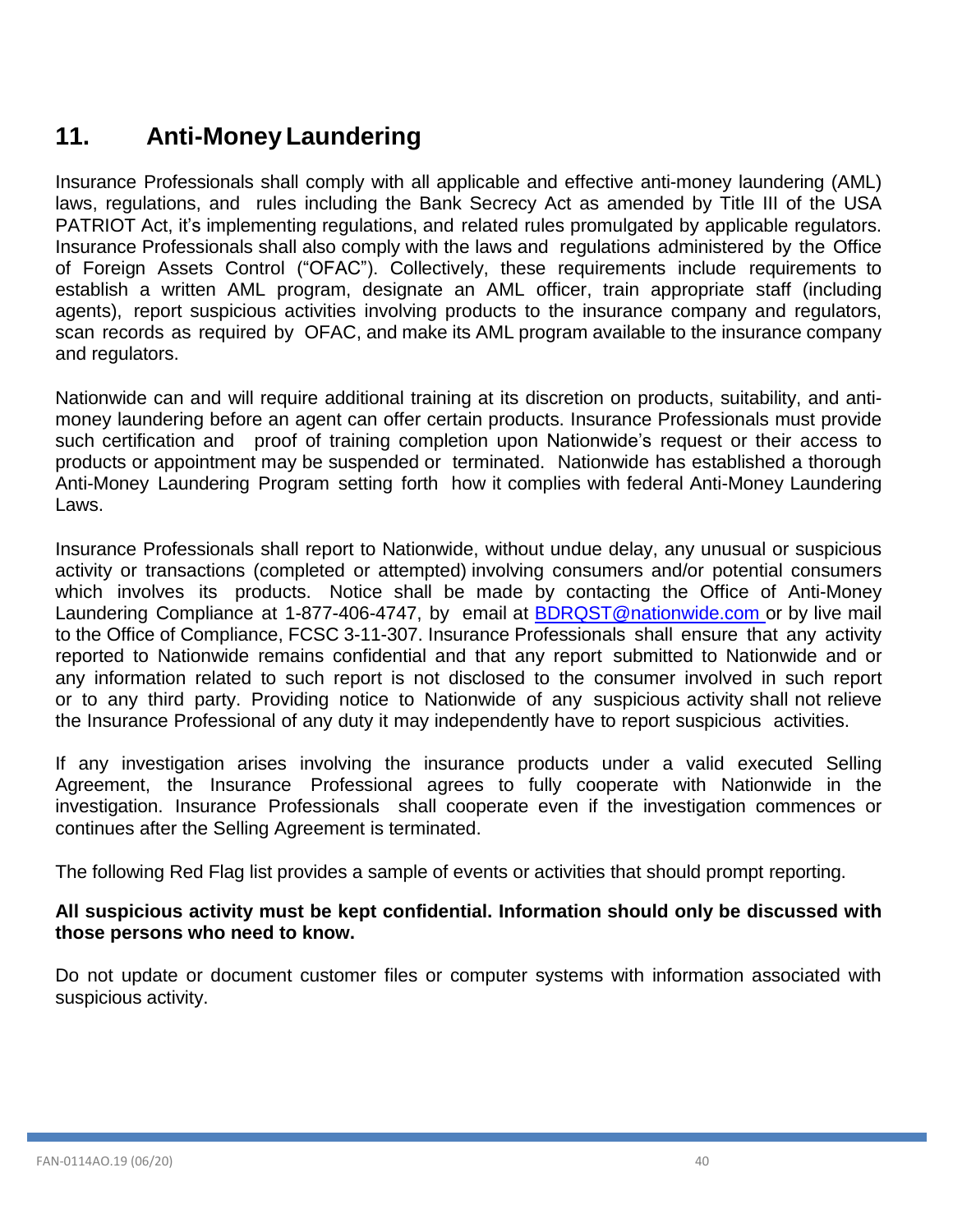## 11. Anti-Money Laundering

Insurance Professionals shall comply with all applicable and effective anti-money laundering (AML) laws, regulations, and rules including the Bank Secrecy Act as amended by Title III of the USA PATRIOT Act, it's implementing regulations, and related rules promulgated by applicable regulators. Insurance Professionals shall also comply with the laws and regulations administered by the Office of Foreign Assets Control ("OFAC"). Collectively, these requirements include requirements to establish a written AML program, designate an AML officer, train appropriate staff (including agents), report suspicious activities involving products to the insurance company and regulators, scan records as required by OFAC, and make its AML program available to the insurance company and regulators.

Nationwide can and will require additional training at its discretion on products, suitability, and anti-money laundering before an agent can offer certain products. Insurance Professionals must provide such certification and proof of training completion upon Nationwide's request or their access to products or appointment may be suspended or terminated. Nationwide has established a thorough Anti-Money Laundering Program setting forth how it complies with federal Anti-Money Laundering Laws.

Insurance Professionals shall report to Nationwide, without undue delay, any unusual or suspicious activity or transactions (completed or attempted) involving consumers and/or potential consumers which involves its products. Notice shall be made by contacting the Office of Anti-Money Laundering Compliance at 1-877-406-4747, by email at BDRQST@nationwide.com or by live mail to the Office of Compliance, FCSC 3-11-307. Insurance Professionals shall ensure that any activity reported to Nationwide remains confidential and that any report submitted to Nationwide and or any information related to such report is not disclosed to the consumer involved in such report or to any third party. Providing notice to Nationwide of any suspicious activity shall not relieve the Insurance Professional of any duty it may independently have to report suspicious activities.

If any investigation arises involving the insurance products under a valid executed Selling Agreement, the Insurance Professional agrees to fully cooperate with Nationwide in the investigation. Insurance Professionals shall cooperate even if the investigation commences or continues after the Selling Agreement is terminated.

The following Red Flag list provides a sample of events or activities that should prompt reporting.

**All suspicious activity must be kept confidential. Information should only be discussed with those persons who need to know.**

Do not update or document customer files or computer systems with information associated with suspicious activity.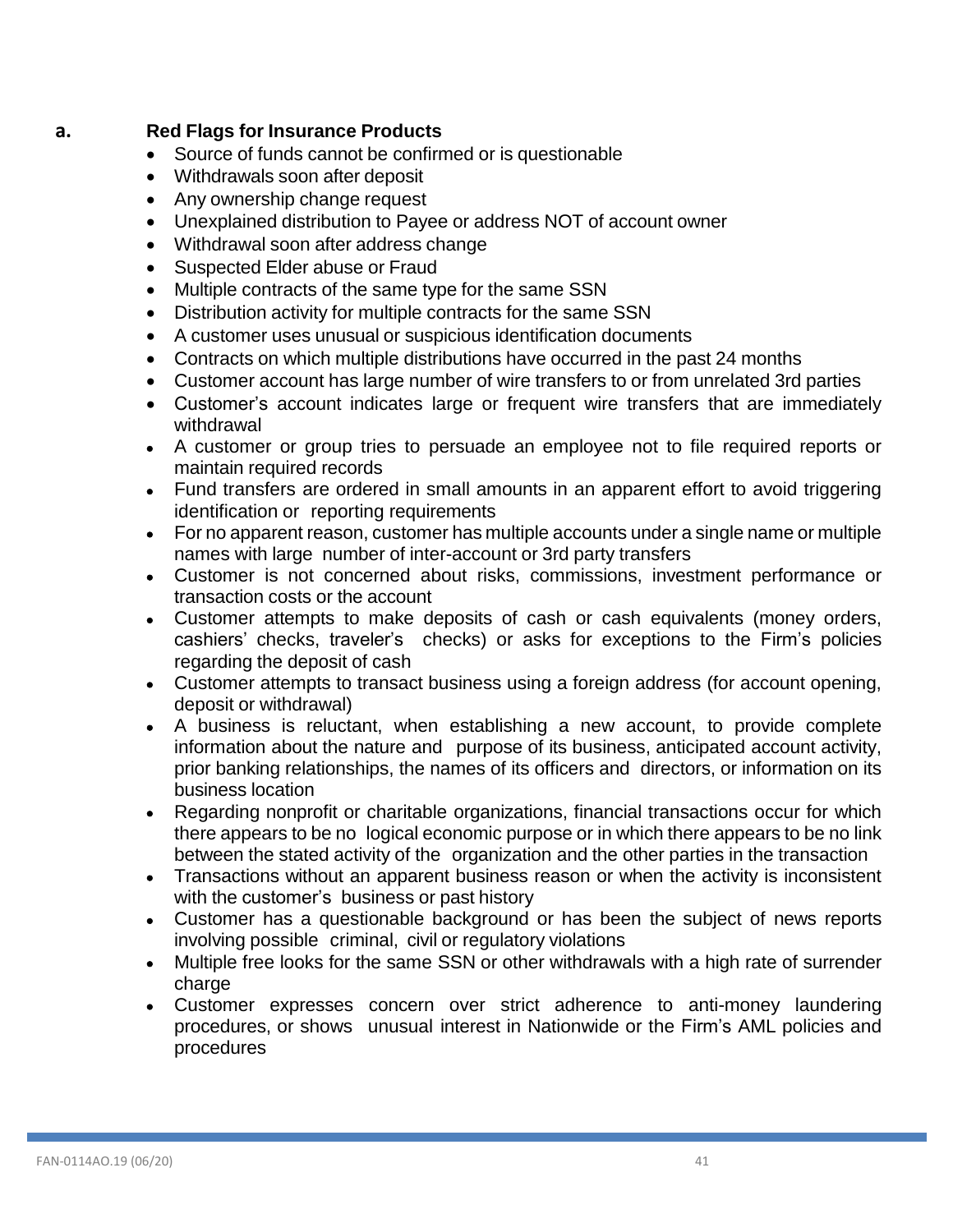### a. Red Flags for Insurance Products

- Source of funds cannot be confirmed or is questionable
- Withdrawals soon after deposit
- Any ownership change request
- Unexplained distribution to Payee or address NOT of account owner
- Withdrawal soon after address change
- Suspected Elder abuse or Fraud
- Multiple contracts of the same type for the same SSN
- Distribution activity for multiple contracts for the same SSN
- A customer uses unusual or suspicious identification documents
- Contracts on which multiple distributions have occurred in the past 24 months
- Customer account has large number of wire transfers to or from unrelated 3rd parties
- Customer's account indicates large or frequent wire transfers that are immediately withdrawal
- A customer or group tries to persuade an employee not to file required reports or maintain required records
- Fund transfers are ordered in small amounts in an apparent effort to avoid triggering identification or reporting requirements
- For no apparent reason, customer has multiple accounts under a single name or multiple names with large number of inter-account or 3rd party transfers
- Customer is not concerned about risks, commissions, investment performance or transaction costs or the account
- Customer attempts to make deposits of cash or cash equivalents (money orders, cashiers' checks, traveler's checks) or asks for exceptions to the Firm's policies regarding the deposit of cash
- Customer attempts to transact business using a foreign address (for account opening, deposit or withdrawal)
- A business is reluctant, when establishing a new account, to provide complete information about the nature and purpose of its business, anticipated account activity, prior banking relationships, the names of its officers and directors, or information on its business location
- Regarding nonprofit or charitable organizations, financial transactions occur for which there appears to be no logical economic purpose or in which there appears to be no link between the stated activity of the organization and the other parties in the transaction
- Transactions without an apparent business reason or when the activity is inconsistent with the customer's business or past history
- Customer has a questionable background or has been the subject of news reports involving possible criminal, civil or regulatory violations
- Multiple free looks for the same SSN or other withdrawals with a high rate of surrender charge
- Customer expresses concern over strict adherence to anti-money laundering procedures, or shows unusual interest in Nationwide or the Firm's AML policies and procedures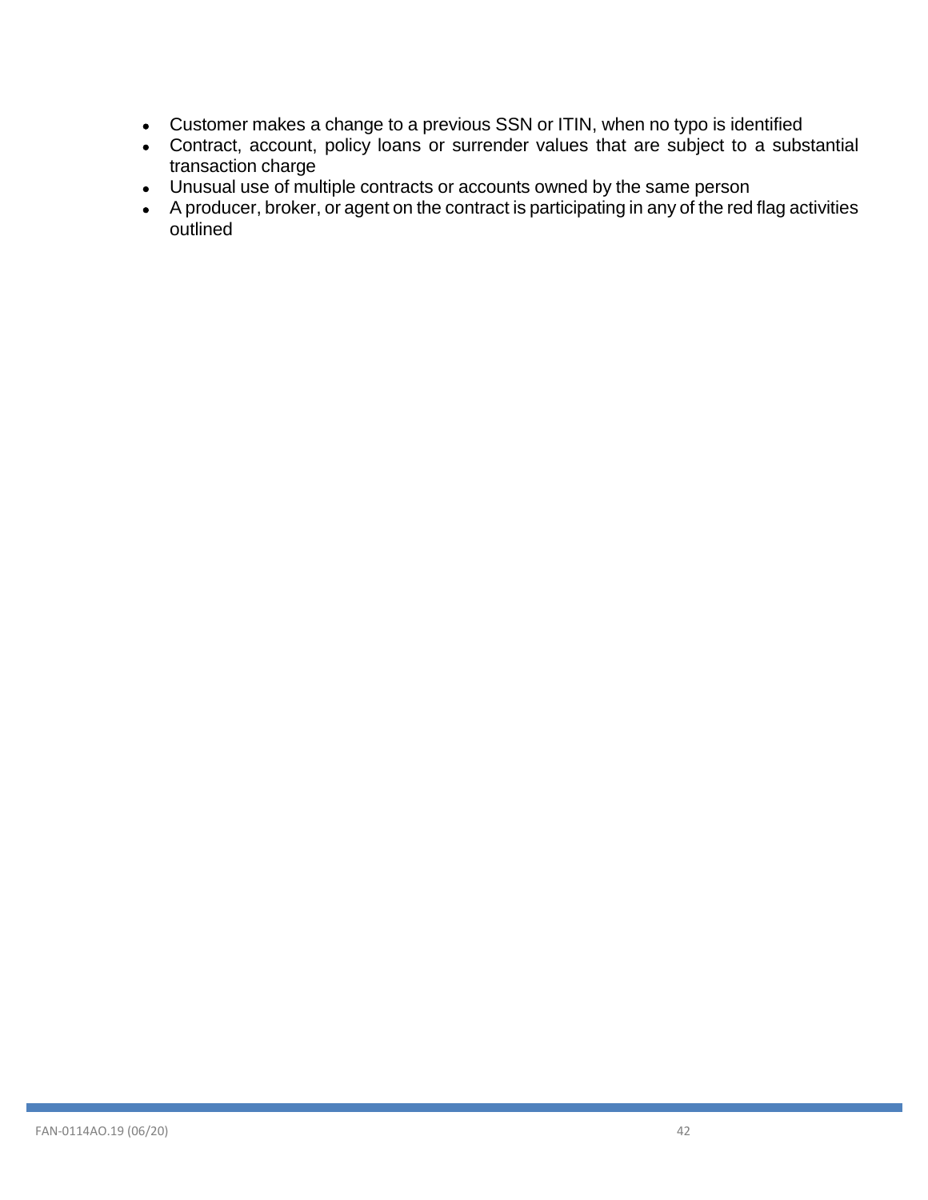- Customer makes a change to a previous SSN or ITIN, when no typo is identified
- Contract, account, policy loans or surrender values that are subject to a substantial transaction charge
- Unusual use of multiple contracts or accounts owned by the same person
- A producer, broker, or agent on the contract is participating in any of the red flag activities outlined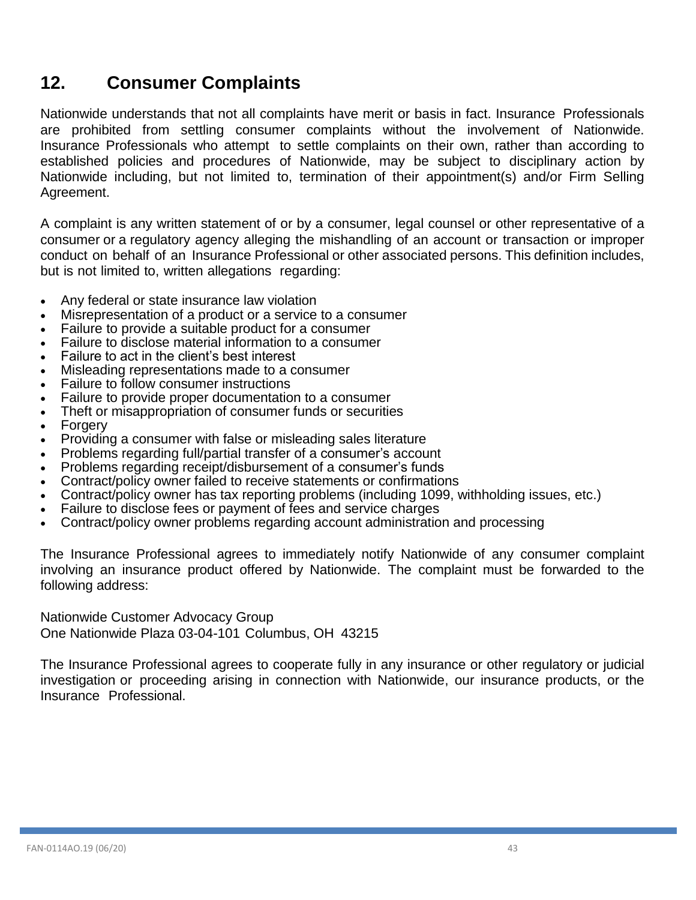## 12. Consumer Complaints

Nationwide understands that not all complaints have merit or basis in fact. Insurance Professionals are prohibited from settling consumer complaints without the involvement of Nationwide. Insurance Professionals who attempt to settle complaints on their own, rather than according to established policies and procedures of Nationwide, may be subject to disciplinary action by Nationwide including, but not limited to, termination of their appointment(s) and/or Firm Selling Agreement.

A complaint is any written statement of or by a consumer, legal counsel or other representative of a consumer or a regulatory agency alleging the mishandling of an account or transaction or improper conduct on behalf of an Insurance Professional or other associated persons. This definition includes, but is not limited to, written allegations regarding:

- Any federal or state insurance law violation
- Misrepresentation of a product or a service to a consumer
- Failure to provide a suitable product for a consumer
- Failure to disclose material information to a consumer
- Failure to act in the client's best interest
- Misleading representations made to a consumer
- Failure to follow consumer instructions
- Failure to provide proper documentation to a consumer
- Theft or misappropriation of consumer funds or securities
- Forgery
- Providing a consumer with false or misleading sales literature
- Problems regarding full/partial transfer of a consumer's account
- Problems regarding receipt/disbursement of a consumer's funds
- Contract/policy owner failed to receive statements or confirmations
- Contract/policy owner has tax reporting problems (including 1099, withholding issues, etc.)
- Failure to disclose fees or payment of fees and service charges
- Contract/policy owner problems regarding account administration and processing

The Insurance Professional agrees to immediately notify Nationwide of any consumer complaint involving an insurance product offered by Nationwide. The complaint must be forwarded to the following address:

Nationwide Customer Advocacy Group
One Nationwide Plaza 03-04-101 Columbus, OH 43215

The Insurance Professional agrees to cooperate fully in any insurance or other regulatory or judicial investigation or proceeding arising in connection with Nationwide, our insurance products, or the Insurance Professional.